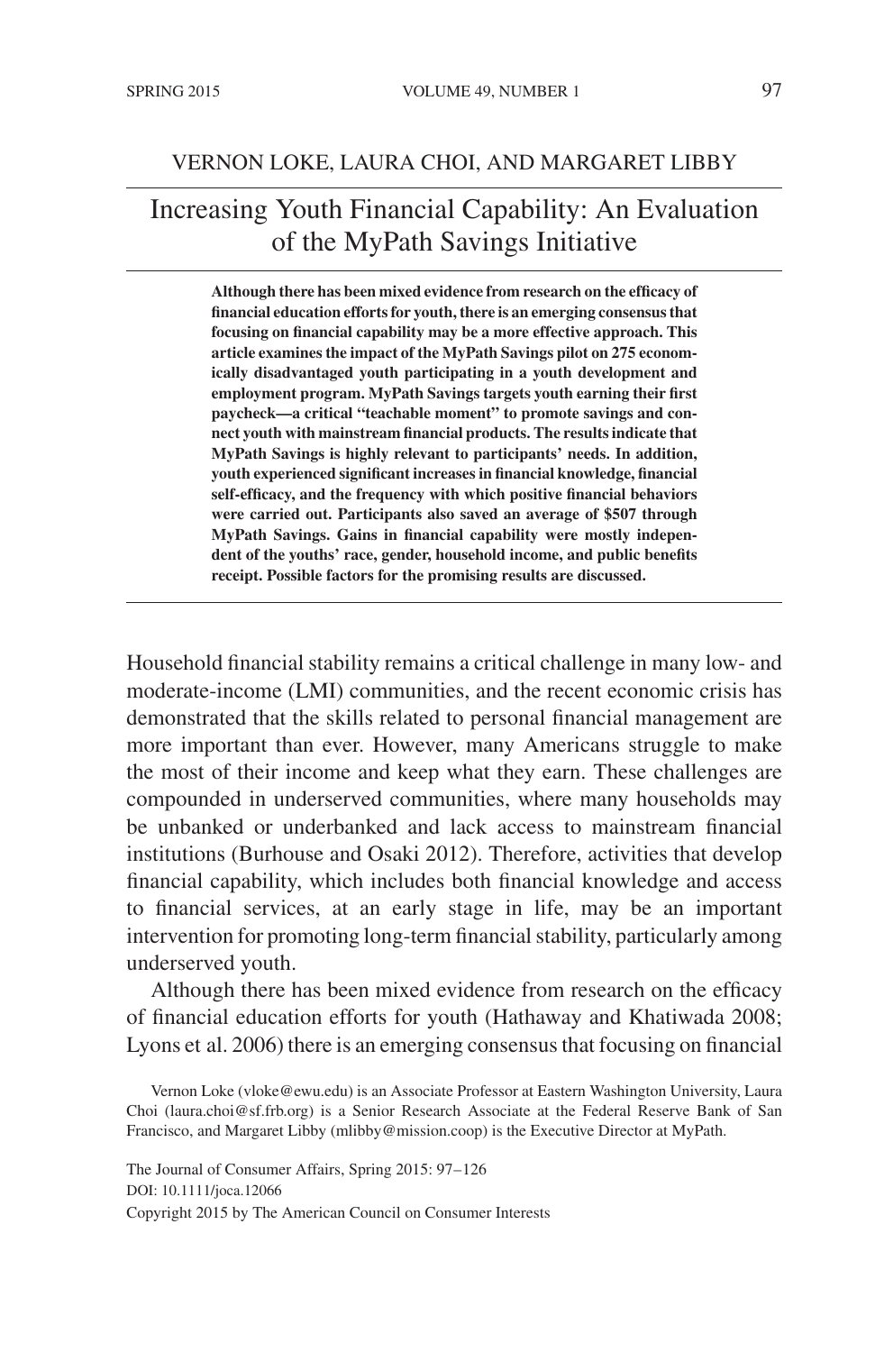VERNON LOKE, LAURA CHOI, AND MARGARET LIBBY

# Increasing Youth Financial Capability: An Evaluation of the MyPath Savings Initiative

**Although there has been mixed evidence from research on the efficacy of financial education efforts for youth, there is an emerging consensus that focusing on financial capability may be a more effective approach. This article examines the impact of the MyPath Savings pilot on 275 economically disadvantaged youth participating in a youth development and employment program. MyPath Savings targets youth earning their first paycheck—a critical "teachable moment" to promote savings and connect youth with mainstream financial products. The results indicate that MyPath Savings is highly relevant to participants' needs. In addition, youth experienced significant increases in financial knowledge, financial self-efficacy, and the frequency with which positive financial behaviors were carried out. Participants also saved an average of $507 through MyPath Savings. Gains in financial capability were mostly independent of the youths' race, gender, household income, and public benefits receipt. Possible factors for the promising results are discussed.**

Household financial stability remains a critical challenge in many low- and moderate-income (LMI) communities, and the recent economic crisis has demonstrated that the skills related to personal financial management are more important than ever. However, many Americans struggle to make the most of their income and keep what they earn. These challenges are compounded in underserved communities, where many households may be unbanked or underbanked and lack access to mainstream financial institutions (Burhouse and Osaki 2012). Therefore, activities that develop financial capability, which includes both financial knowledge and access to financial services, at an early stage in life, may be an important intervention for promoting long-term financial stability, particularly among underserved youth.

Although there has been mixed evidence from research on the efficacy of financial education efforts for youth (Hathaway and Khatiwada 2008; Lyons et al. 2006) there is an emerging consensus that focusing on financial

Vernon Loke (vloke@ewu.edu) is an Associate Professor at Eastern Washington University, Laura Choi (laura.choi@sf.frb.org) is a Senior Research Associate at the Federal Reserve Bank of San Francisco, and Margaret Libby (mlibby@mission.coop) is the Executive Director at MyPath.

The Journal of Consumer Affairs, Spring 2015: 97–126
DOI: 10.1111/joca.12066
Copyright 2015 by The American Council on Consumer Interests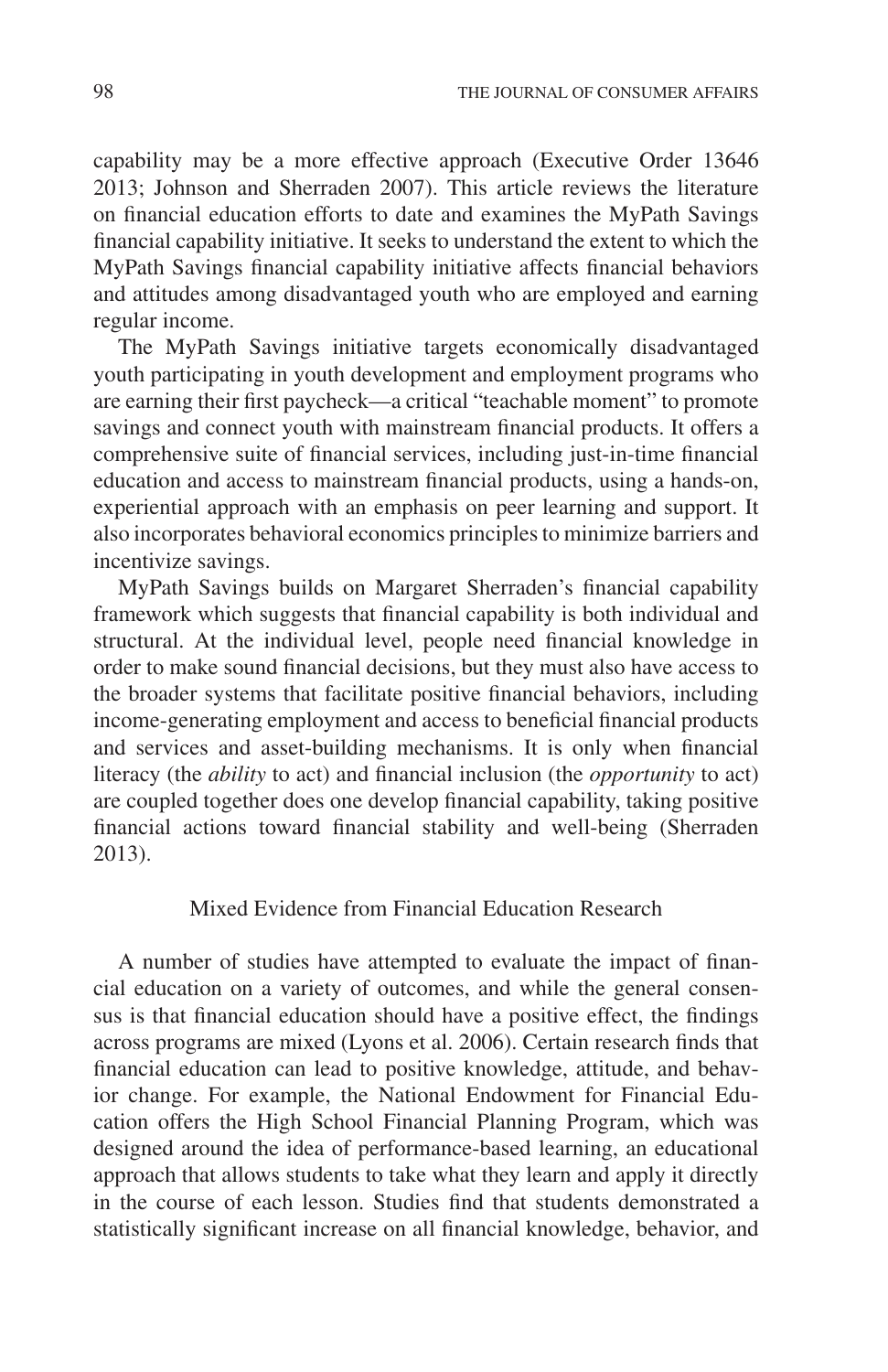capability may be a more effective approach (Executive Order 13646 2013; Johnson and Sherraden 2007). This article reviews the literature on financial education efforts to date and examines the MyPath Savings financial capability initiative. It seeks to understand the extent to which the MyPath Savings financial capability initiative affects financial behaviors and attitudes among disadvantaged youth who are employed and earning regular income.

The MyPath Savings initiative targets economically disadvantaged youth participating in youth development and employment programs who are earning their first paycheck—a critical "teachable moment" to promote savings and connect youth with mainstream financial products. It offers a comprehensive suite of financial services, including just-in-time financial education and access to mainstream financial products, using a hands-on, experiential approach with an emphasis on peer learning and support. It also incorporates behavioral economics principles to minimize barriers and incentivize savings.

MyPath Savings builds on Margaret Sherraden's financial capability framework which suggests that financial capability is both individual and structural. At the individual level, people need financial knowledge in order to make sound financial decisions, but they must also have access to the broader systems that facilitate positive financial behaviors, including income-generating employment and access to beneficial financial products and services and asset-building mechanisms. It is only when financial literacy (the *ability* to act) and financial inclusion (the *opportunity* to act) are coupled together does one develop financial capability, taking positive financial actions toward financial stability and well-being (Sherraden 2013).

## Mixed Evidence from Financial Education Research

A number of studies have attempted to evaluate the impact of financial education on a variety of outcomes, and while the general consensus is that financial education should have a positive effect, the findings across programs are mixed (Lyons et al. 2006). Certain research finds that financial education can lead to positive knowledge, attitude, and behavior change. For example, the National Endowment for Financial Education offers the High School Financial Planning Program, which was designed around the idea of performance-based learning, an educational approach that allows students to take what they learn and apply it directly in the course of each lesson. Studies find that students demonstrated a statistically significant increase on all financial knowledge, behavior, and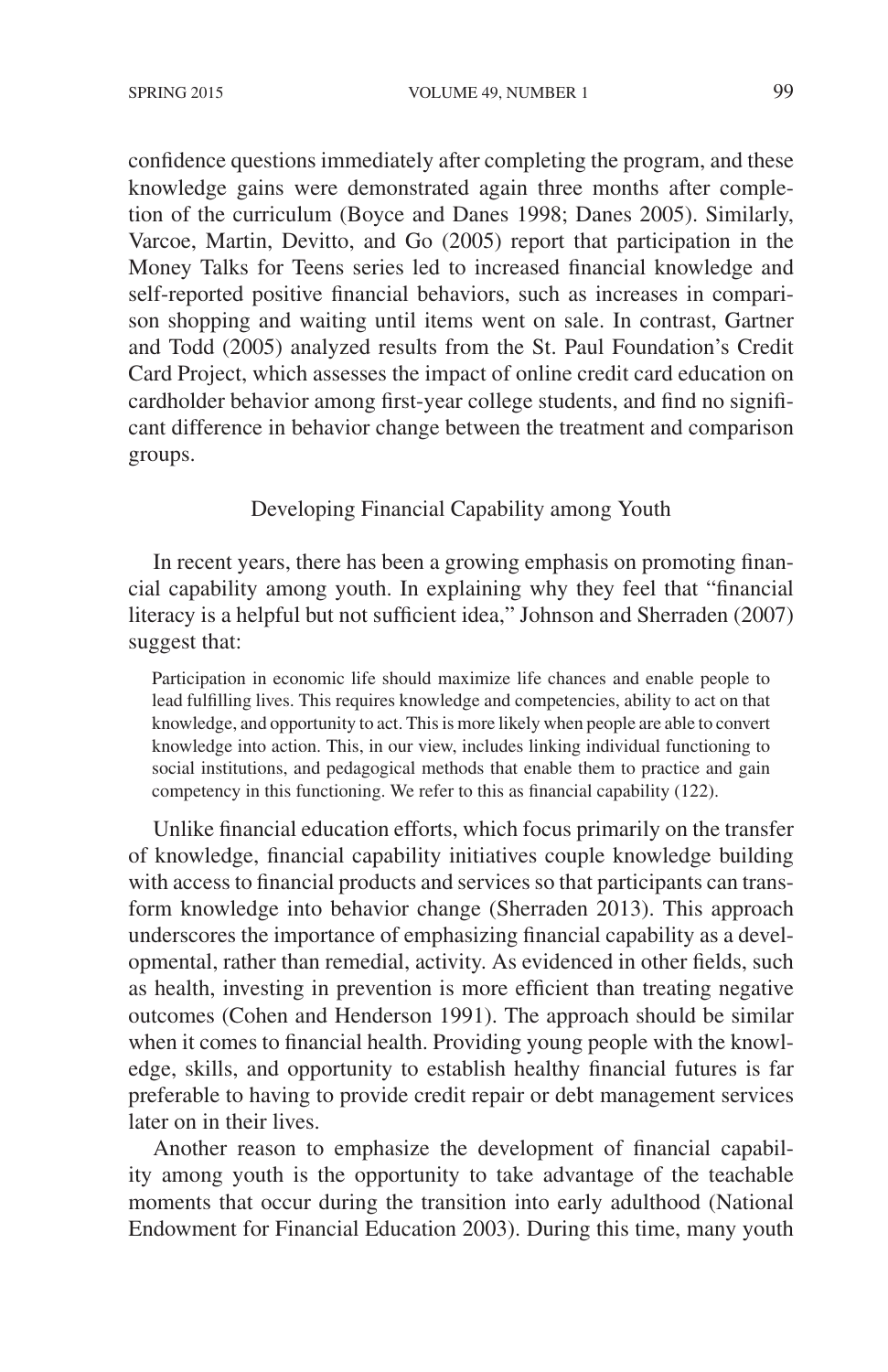confidence questions immediately after completing the program, and these knowledge gains were demonstrated again three months after completion of the curriculum (Boyce and Danes 1998; Danes 2005). Similarly, Varcoe, Martin, Devitto, and Go (2005) report that participation in the Money Talks for Teens series led to increased financial knowledge and self-reported positive financial behaviors, such as increases in comparison shopping and waiting until items went on sale. In contrast, Gartner and Todd (2005) analyzed results from the St. Paul Foundation's Credit Card Project, which assesses the impact of online credit card education on cardholder behavior among first-year college students, and find no significant difference in behavior change between the treatment and comparison groups.

## Developing Financial Capability among Youth

In recent years, there has been a growing emphasis on promoting financial capability among youth. In explaining why they feel that "financial literacy is a helpful but not sufficient idea," Johnson and Sherraden (2007) suggest that:

> Participation in economic life should maximize life chances and enable people to lead fulfilling lives. This requires knowledge and competencies, ability to act on that knowledge, and opportunity to act. This is more likely when people are able to convert knowledge into action. This, in our view, includes linking individual functioning to social institutions, and pedagogical methods that enable them to practice and gain competency in this functioning. We refer to this as financial capability (122).

Unlike financial education efforts, which focus primarily on the transfer of knowledge, financial capability initiatives couple knowledge building with access to financial products and services so that participants can transform knowledge into behavior change (Sherraden 2013). This approach underscores the importance of emphasizing financial capability as a developmental, rather than remedial, activity. As evidenced in other fields, such as health, investing in prevention is more efficient than treating negative outcomes (Cohen and Henderson 1991). The approach should be similar when it comes to financial health. Providing young people with the knowledge, skills, and opportunity to establish healthy financial futures is far preferable to having to provide credit repair or debt management services later on in their lives.

Another reason to emphasize the development of financial capability among youth is the opportunity to take advantage of the teachable moments that occur during the transition into early adulthood (National Endowment for Financial Education 2003). During this time, many youth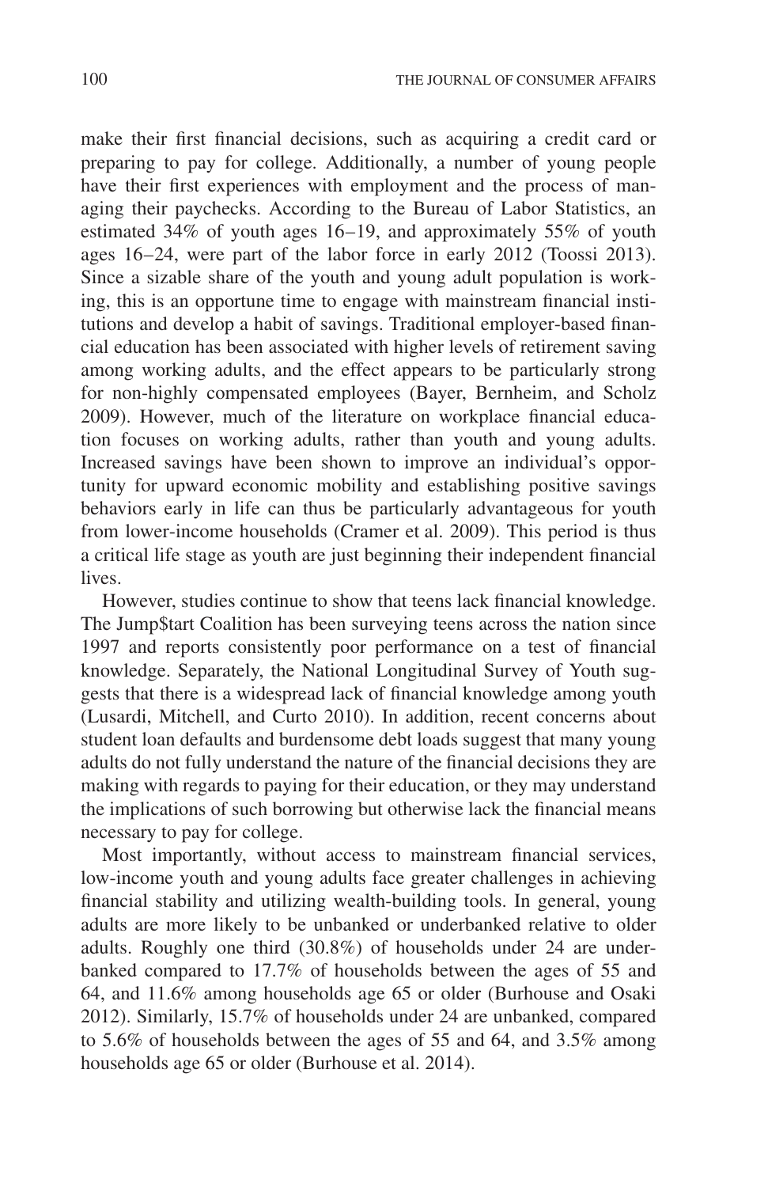make their first financial decisions, such as acquiring a credit card or preparing to pay for college. Additionally, a number of young people have their first experiences with employment and the process of managing their paychecks. According to the Bureau of Labor Statistics, an estimated 34% of youth ages 16–19, and approximately 55% of youth ages 16–24, were part of the labor force in early 2012 (Toossi 2013). Since a sizable share of the youth and young adult population is working, this is an opportune time to engage with mainstream financial institutions and develop a habit of savings. Traditional employer-based financial education has been associated with higher levels of retirement saving among working adults, and the effect appears to be particularly strong for non-highly compensated employees (Bayer, Bernheim, and Scholz 2009). However, much of the literature on workplace financial education focuses on working adults, rather than youth and young adults. Increased savings have been shown to improve an individual's opportunity for upward economic mobility and establishing positive savings behaviors early in life can thus be particularly advantageous for youth from lower-income households (Cramer et al. 2009). This period is thus a critical life stage as youth are just beginning their independent financial lives.

However, studies continue to show that teens lack financial knowledge. The Jump$tart Coalition has been surveying teens across the nation since 1997 and reports consistently poor performance on a test of financial knowledge. Separately, the National Longitudinal Survey of Youth suggests that there is a widespread lack of financial knowledge among youth (Lusardi, Mitchell, and Curto 2010). In addition, recent concerns about student loan defaults and burdensome debt loads suggest that many young adults do not fully understand the nature of the financial decisions they are making with regards to paying for their education, or they may understand the implications of such borrowing but otherwise lack the financial means necessary to pay for college.

Most importantly, without access to mainstream financial services, low-income youth and young adults face greater challenges in achieving financial stability and utilizing wealth-building tools. In general, young adults are more likely to be unbanked or underbanked relative to older adults. Roughly one third (30.8%) of households under 24 are underbanked compared to 17.7% of households between the ages of 55 and 64, and 11.6% among households age 65 or older (Burhouse and Osaki 2012). Similarly, 15.7% of households under 24 are unbanked, compared to 5.6% of households between the ages of 55 and 64, and 3.5% among households age 65 or older (Burhouse et al. 2014).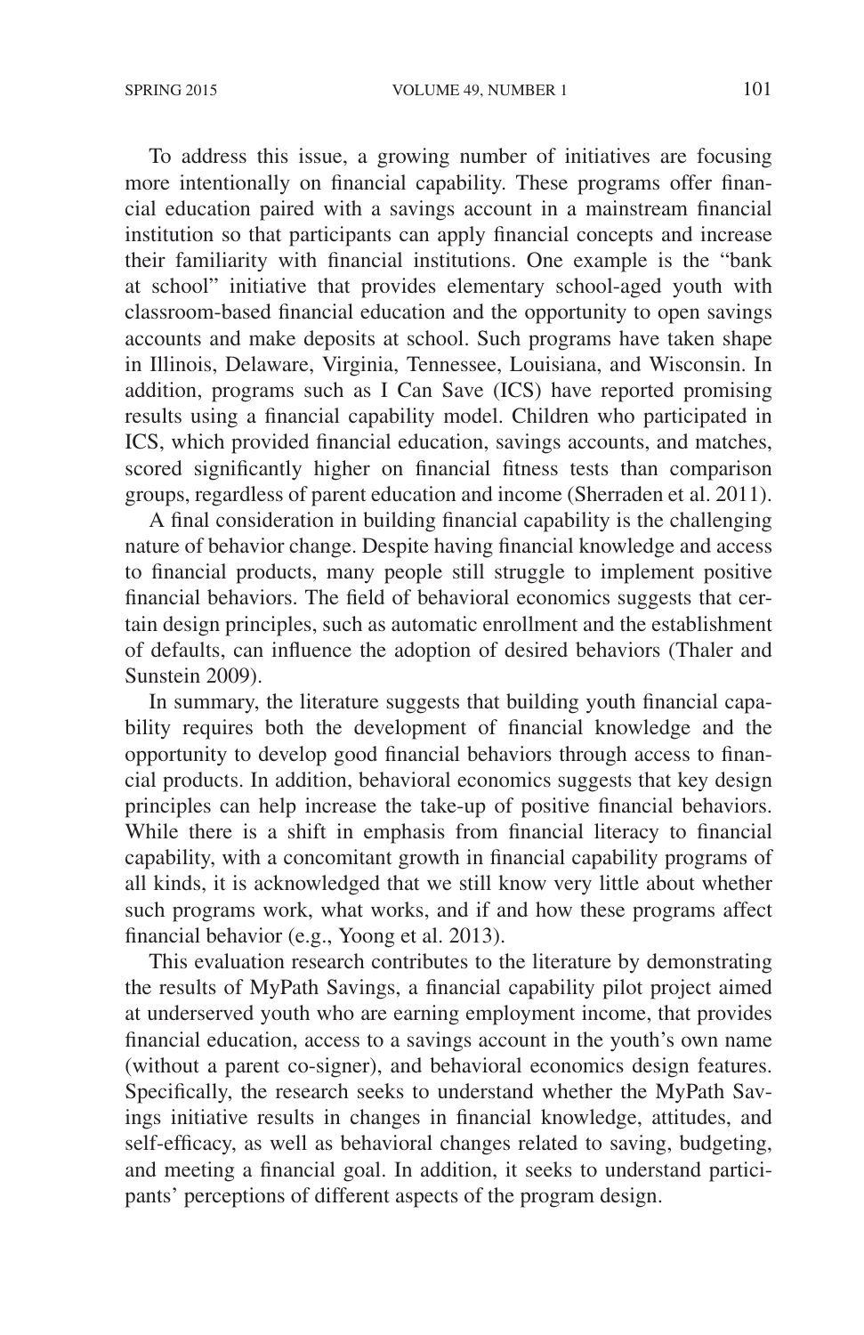To address this issue, a growing number of initiatives are focusing more intentionally on financial capability. These programs offer financial education paired with a savings account in a mainstream financial institution so that participants can apply financial concepts and increase their familiarity with financial institutions. One example is the "bank at school" initiative that provides elementary school-aged youth with classroom-based financial education and the opportunity to open savings accounts and make deposits at school. Such programs have taken shape in Illinois, Delaware, Virginia, Tennessee, Louisiana, and Wisconsin. In addition, programs such as I Can Save (ICS) have reported promising results using a financial capability model. Children who participated in ICS, which provided financial education, savings accounts, and matches, scored significantly higher on financial fitness tests than comparison groups, regardless of parent education and income (Sherraden et al. 2011).

A final consideration in building financial capability is the challenging nature of behavior change. Despite having financial knowledge and access to financial products, many people still struggle to implement positive financial behaviors. The field of behavioral economics suggests that certain design principles, such as automatic enrollment and the establishment of defaults, can influence the adoption of desired behaviors (Thaler and Sunstein 2009).

In summary, the literature suggests that building youth financial capability requires both the development of financial knowledge and the opportunity to develop good financial behaviors through access to financial products. In addition, behavioral economics suggests that key design principles can help increase the take-up of positive financial behaviors. While there is a shift in emphasis from financial literacy to financial capability, with a concomitant growth in financial capability programs of all kinds, it is acknowledged that we still know very little about whether such programs work, what works, and if and how these programs affect financial behavior (e.g., Yoong et al. 2013).

This evaluation research contributes to the literature by demonstrating the results of MyPath Savings, a financial capability pilot project aimed at underserved youth who are earning employment income, that provides financial education, access to a savings account in the youth's own name (without a parent co-signer), and behavioral economics design features. Specifically, the research seeks to understand whether the MyPath Savings initiative results in changes in financial knowledge, attitudes, and self-efficacy, as well as behavioral changes related to saving, budgeting, and meeting a financial goal. In addition, it seeks to understand participants' perceptions of different aspects of the program design.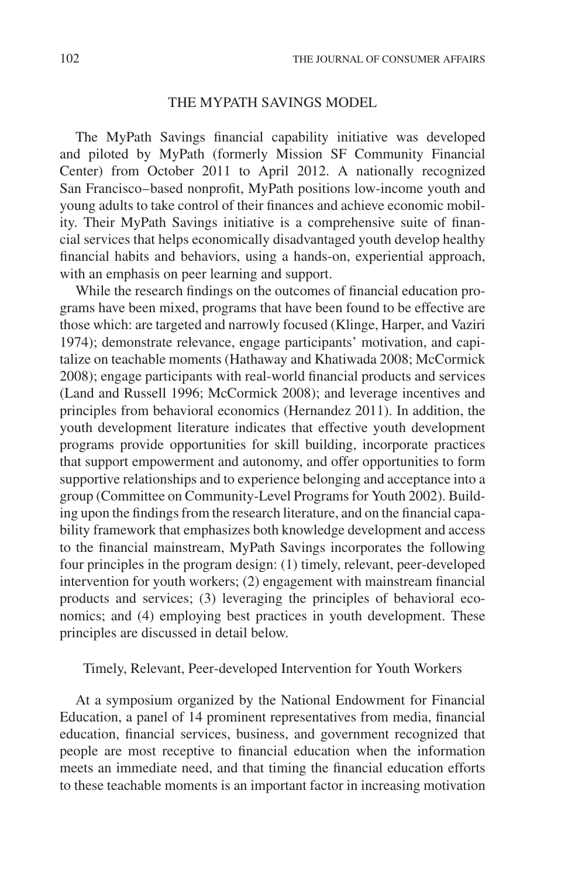## THE MYPATH SAVINGS MODEL

The MyPath Savings financial capability initiative was developed and piloted by MyPath (formerly Mission SF Community Financial Center) from October 2011 to April 2012. A nationally recognized San Francisco–based nonprofit, MyPath positions low-income youth and young adults to take control of their finances and achieve economic mobility. Their MyPath Savings initiative is a comprehensive suite of financial services that helps economically disadvantaged youth develop healthy financial habits and behaviors, using a hands-on, experiential approach, with an emphasis on peer learning and support.

While the research findings on the outcomes of financial education programs have been mixed, programs that have been found to be effective are those which: are targeted and narrowly focused (Klinge, Harper, and Vaziri 1974); demonstrate relevance, engage participants' motivation, and capitalize on teachable moments (Hathaway and Khatiwada 2008; McCormick 2008); engage participants with real-world financial products and services (Land and Russell 1996; McCormick 2008); and leverage incentives and principles from behavioral economics (Hernandez 2011). In addition, the youth development literature indicates that effective youth development programs provide opportunities for skill building, incorporate practices that support empowerment and autonomy, and offer opportunities to form supportive relationships and to experience belonging and acceptance into a group (Committee on Community-Level Programs for Youth 2002). Building upon the findings from the research literature, and on the financial capability framework that emphasizes both knowledge development and access to the financial mainstream, MyPath Savings incorporates the following four principles in the program design: (1) timely, relevant, peer-developed intervention for youth workers; (2) engagement with mainstream financial products and services; (3) leveraging the principles of behavioral economics; and (4) employing best practices in youth development. These principles are discussed in detail below.

### Timely, Relevant, Peer-developed Intervention for Youth Workers

At a symposium organized by the National Endowment for Financial Education, a panel of 14 prominent representatives from media, financial education, financial services, business, and government recognized that people are most receptive to financial education when the information meets an immediate need, and that timing the financial education efforts to these teachable moments is an important factor in increasing motivation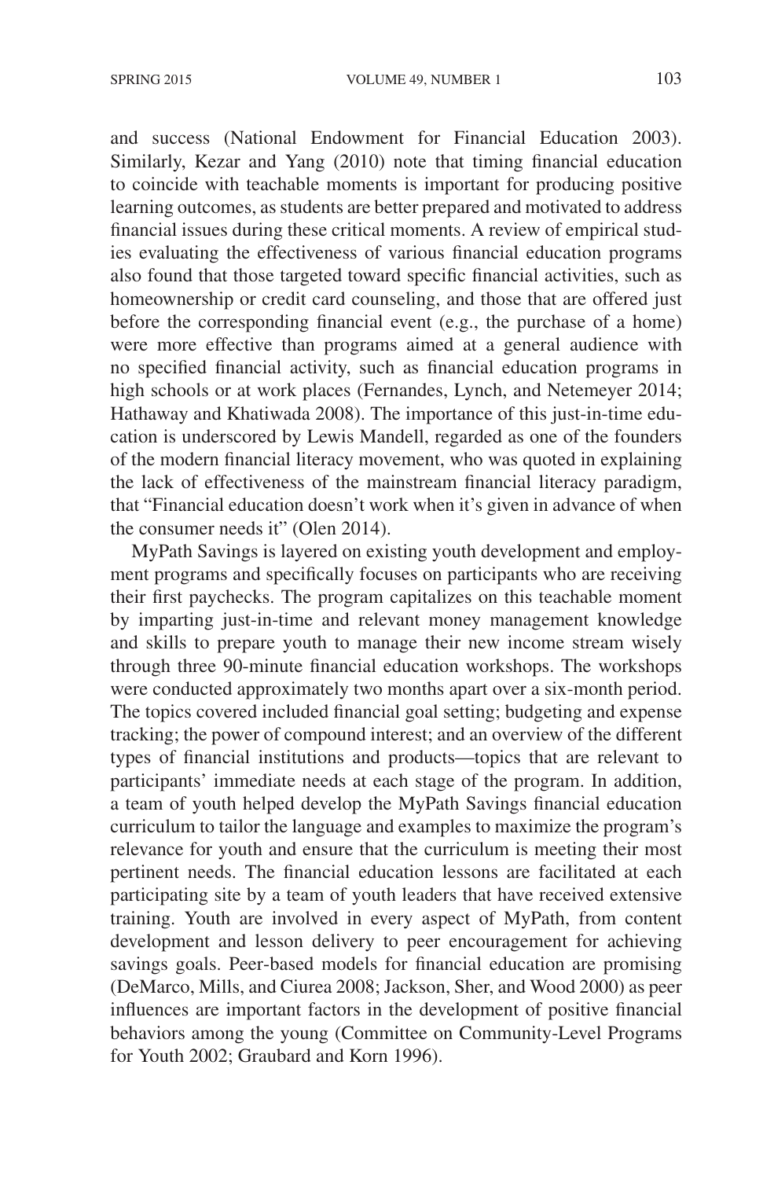and success (National Endowment for Financial Education 2003). Similarly, Kezar and Yang (2010) note that timing financial education to coincide with teachable moments is important for producing positive learning outcomes, as students are better prepared and motivated to address financial issues during these critical moments. A review of empirical studies evaluating the effectiveness of various financial education programs also found that those targeted toward specific financial activities, such as homeownership or credit card counseling, and those that are offered just before the corresponding financial event (e.g., the purchase of a home) were more effective than programs aimed at a general audience with no specified financial activity, such as financial education programs in high schools or at work places (Fernandes, Lynch, and Netemeyer 2014; Hathaway and Khatiwada 2008). The importance of this just-in-time education is underscored by Lewis Mandell, regarded as one of the founders of the modern financial literacy movement, who was quoted in explaining the lack of effectiveness of the mainstream financial literacy paradigm, that "Financial education doesn't work when it's given in advance of when the consumer needs it" (Olen 2014).

MyPath Savings is layered on existing youth development and employment programs and specifically focuses on participants who are receiving their first paychecks. The program capitalizes on this teachable moment by imparting just-in-time and relevant money management knowledge and skills to prepare youth to manage their new income stream wisely through three 90-minute financial education workshops. The workshops were conducted approximately two months apart over a six-month period. The topics covered included financial goal setting; budgeting and expense tracking; the power of compound interest; and an overview of the different types of financial institutions and products—topics that are relevant to participants' immediate needs at each stage of the program. In addition, a team of youth helped develop the MyPath Savings financial education curriculum to tailor the language and examples to maximize the program's relevance for youth and ensure that the curriculum is meeting their most pertinent needs. The financial education lessons are facilitated at each participating site by a team of youth leaders that have received extensive training. Youth are involved in every aspect of MyPath, from content development and lesson delivery to peer encouragement for achieving savings goals. Peer-based models for financial education are promising (DeMarco, Mills, and Ciurea 2008; Jackson, Sher, and Wood 2000) as peer influences are important factors in the development of positive financial behaviors among the young (Committee on Community-Level Programs for Youth 2002; Graubard and Korn 1996).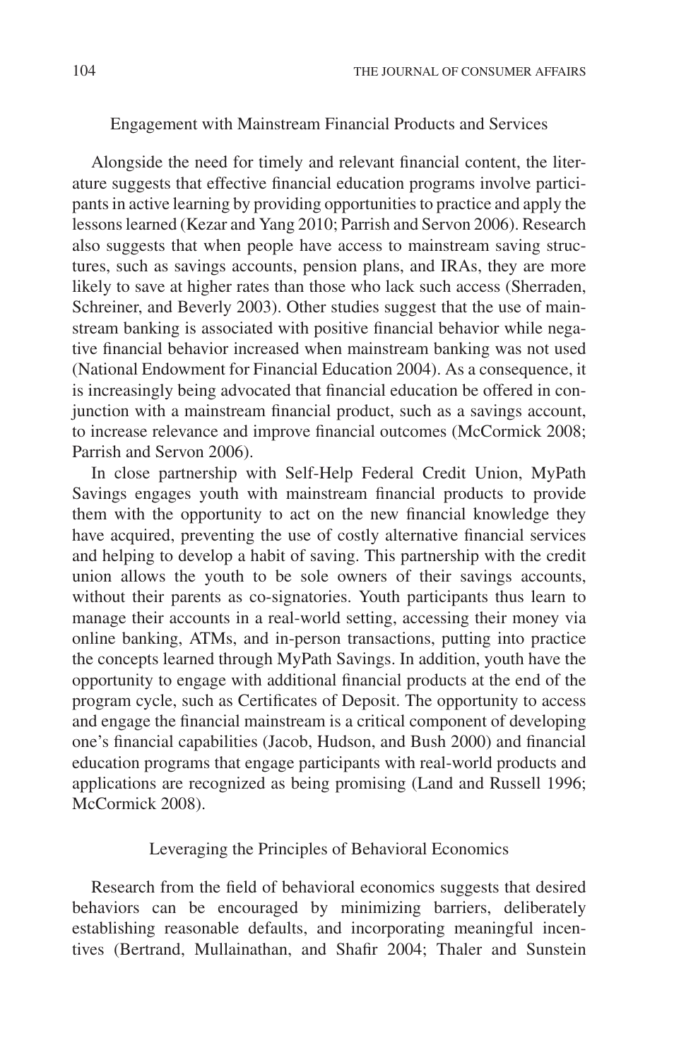### Engagement with Mainstream Financial Products and Services

Alongside the need for timely and relevant financial content, the literature suggests that effective financial education programs involve participants in active learning by providing opportunities to practice and apply the lessons learned (Kezar and Yang 2010; Parrish and Servon 2006). Research also suggests that when people have access to mainstream saving structures, such as savings accounts, pension plans, and IRAs, they are more likely to save at higher rates than those who lack such access (Sherraden, Schreiner, and Beverly 2003). Other studies suggest that the use of mainstream banking is associated with positive financial behavior while negative financial behavior increased when mainstream banking was not used (National Endowment for Financial Education 2004). As a consequence, it is increasingly being advocated that financial education be offered in conjunction with a mainstream financial product, such as a savings account, to increase relevance and improve financial outcomes (McCormick 2008; Parrish and Servon 2006).

In close partnership with Self-Help Federal Credit Union, MyPath Savings engages youth with mainstream financial products to provide them with the opportunity to act on the new financial knowledge they have acquired, preventing the use of costly alternative financial services and helping to develop a habit of saving. This partnership with the credit union allows the youth to be sole owners of their savings accounts, without their parents as co-signatories. Youth participants thus learn to manage their accounts in a real-world setting, accessing their money via online banking, ATMs, and in-person transactions, putting into practice the concepts learned through MyPath Savings. In addition, youth have the opportunity to engage with additional financial products at the end of the program cycle, such as Certificates of Deposit. The opportunity to access and engage the financial mainstream is a critical component of developing one's financial capabilities (Jacob, Hudson, and Bush 2000) and financial education programs that engage participants with real-world products and applications are recognized as being promising (Land and Russell 1996; McCormick 2008).

### Leveraging the Principles of Behavioral Economics

Research from the field of behavioral economics suggests that desired behaviors can be encouraged by minimizing barriers, deliberately establishing reasonable defaults, and incorporating meaningful incentives (Bertrand, Mullainathan, and Shafir 2004; Thaler and Sunstein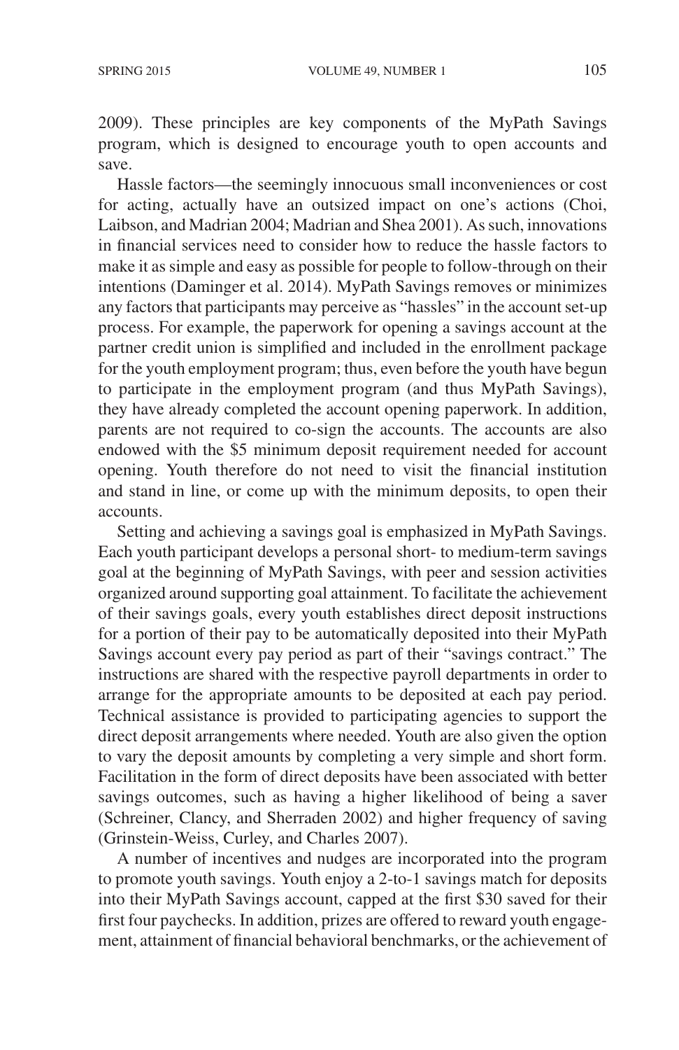2009). These principles are key components of the MyPath Savings program, which is designed to encourage youth to open accounts and save.

Hassle factors—the seemingly innocuous small inconveniences or cost for acting, actually have an outsized impact on one's actions (Choi, Laibson, and Madrian 2004; Madrian and Shea 2001). As such, innovations in financial services need to consider how to reduce the hassle factors to make it as simple and easy as possible for people to follow-through on their intentions (Daminger et al. 2014). MyPath Savings removes or minimizes any factors that participants may perceive as "hassles" in the account set-up process. For example, the paperwork for opening a savings account at the partner credit union is simplified and included in the enrollment package for the youth employment program; thus, even before the youth have begun to participate in the employment program (and thus MyPath Savings), they have already completed the account opening paperwork. In addition, parents are not required to co-sign the accounts. The accounts are also endowed with the $5 minimum deposit requirement needed for account opening. Youth therefore do not need to visit the financial institution and stand in line, or come up with the minimum deposits, to open their accounts.

Setting and achieving a savings goal is emphasized in MyPath Savings. Each youth participant develops a personal short- to medium-term savings goal at the beginning of MyPath Savings, with peer and session activities organized around supporting goal attainment. To facilitate the achievement of their savings goals, every youth establishes direct deposit instructions for a portion of their pay to be automatically deposited into their MyPath Savings account every pay period as part of their "savings contract." The instructions are shared with the respective payroll departments in order to arrange for the appropriate amounts to be deposited at each pay period. Technical assistance is provided to participating agencies to support the direct deposit arrangements where needed. Youth are also given the option to vary the deposit amounts by completing a very simple and short form. Facilitation in the form of direct deposits have been associated with better savings outcomes, such as having a higher likelihood of being a saver (Schreiner, Clancy, and Sherraden 2002) and higher frequency of saving (Grinstein-Weiss, Curley, and Charles 2007).

A number of incentives and nudges are incorporated into the program to promote youth savings. Youth enjoy a 2-to-1 savings match for deposits into their MyPath Savings account, capped at the first $30 saved for their first four paychecks. In addition, prizes are offered to reward youth engagement, attainment of financial behavioral benchmarks, or the achievement of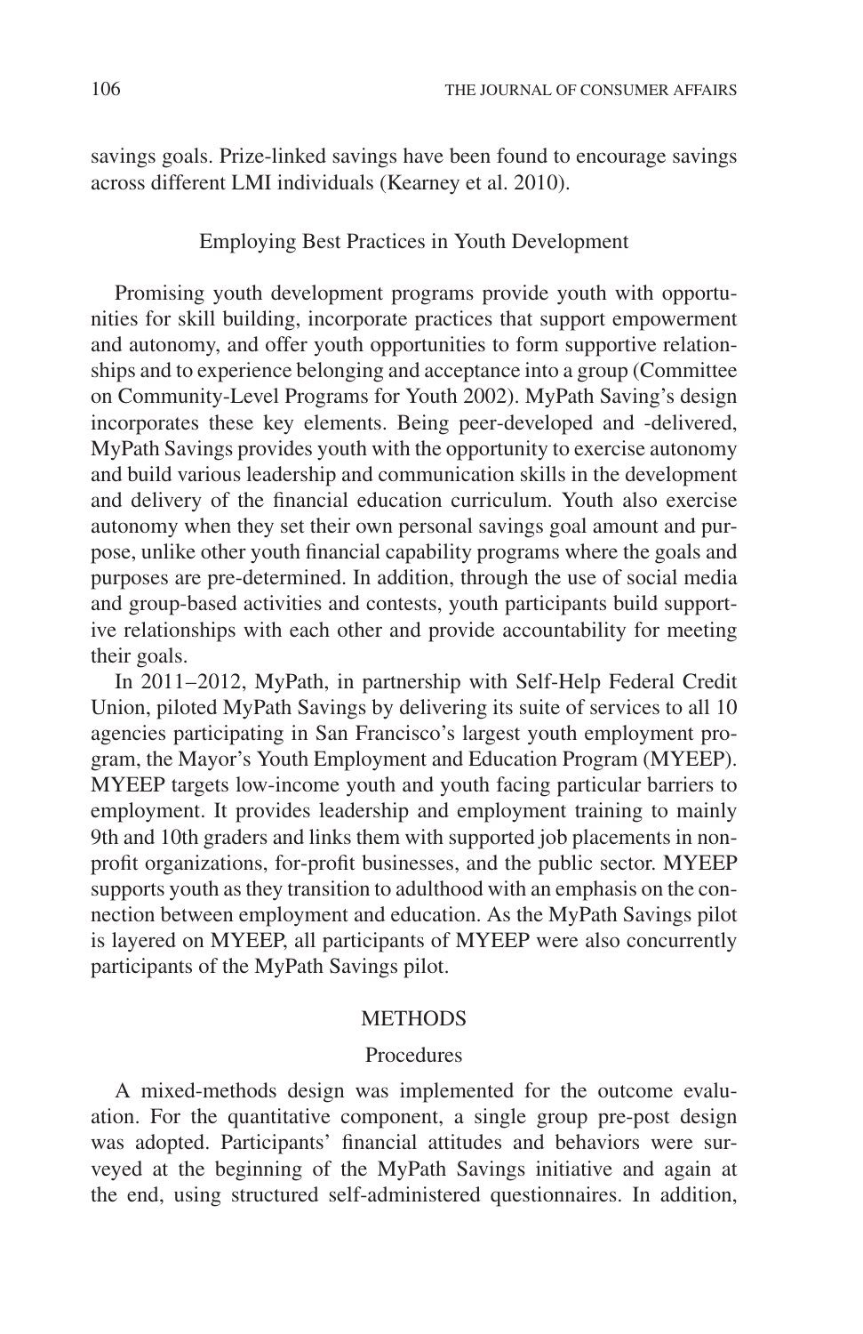savings goals. Prize-linked savings have been found to encourage savings across different LMI individuals (Kearney et al. 2010).

### Employing Best Practices in Youth Development

Promising youth development programs provide youth with opportunities for skill building, incorporate practices that support empowerment and autonomy, and offer youth opportunities to form supportive relationships and to experience belonging and acceptance into a group (Committee on Community-Level Programs for Youth 2002). MyPath Saving's design incorporates these key elements. Being peer-developed and -delivered, MyPath Savings provides youth with the opportunity to exercise autonomy and build various leadership and communication skills in the development and delivery of the financial education curriculum. Youth also exercise autonomy when they set their own personal savings goal amount and purpose, unlike other youth financial capability programs where the goals and purposes are pre-determined. In addition, through the use of social media and group-based activities and contests, youth participants build supportive relationships with each other and provide accountability for meeting their goals.

In 2011–2012, MyPath, in partnership with Self-Help Federal Credit Union, piloted MyPath Savings by delivering its suite of services to all 10 agencies participating in San Francisco's largest youth employment program, the Mayor's Youth Employment and Education Program (MYEEP). MYEEP targets low-income youth and youth facing particular barriers to employment. It provides leadership and employment training to mainly 9th and 10th graders and links them with supported job placements in non-profit organizations, for-profit businesses, and the public sector. MYEEP supports youth as they transition to adulthood with an emphasis on the connection between employment and education. As the MyPath Savings pilot is layered on MYEEP, all participants of MYEEP were also concurrently participants of the MyPath Savings pilot.

## METHODS

### Procedures

A mixed-methods design was implemented for the outcome evaluation. For the quantitative component, a single group pre-post design was adopted. Participants' financial attitudes and behaviors were surveyed at the beginning of the MyPath Savings initiative and again at the end, using structured self-administered questionnaires. In addition,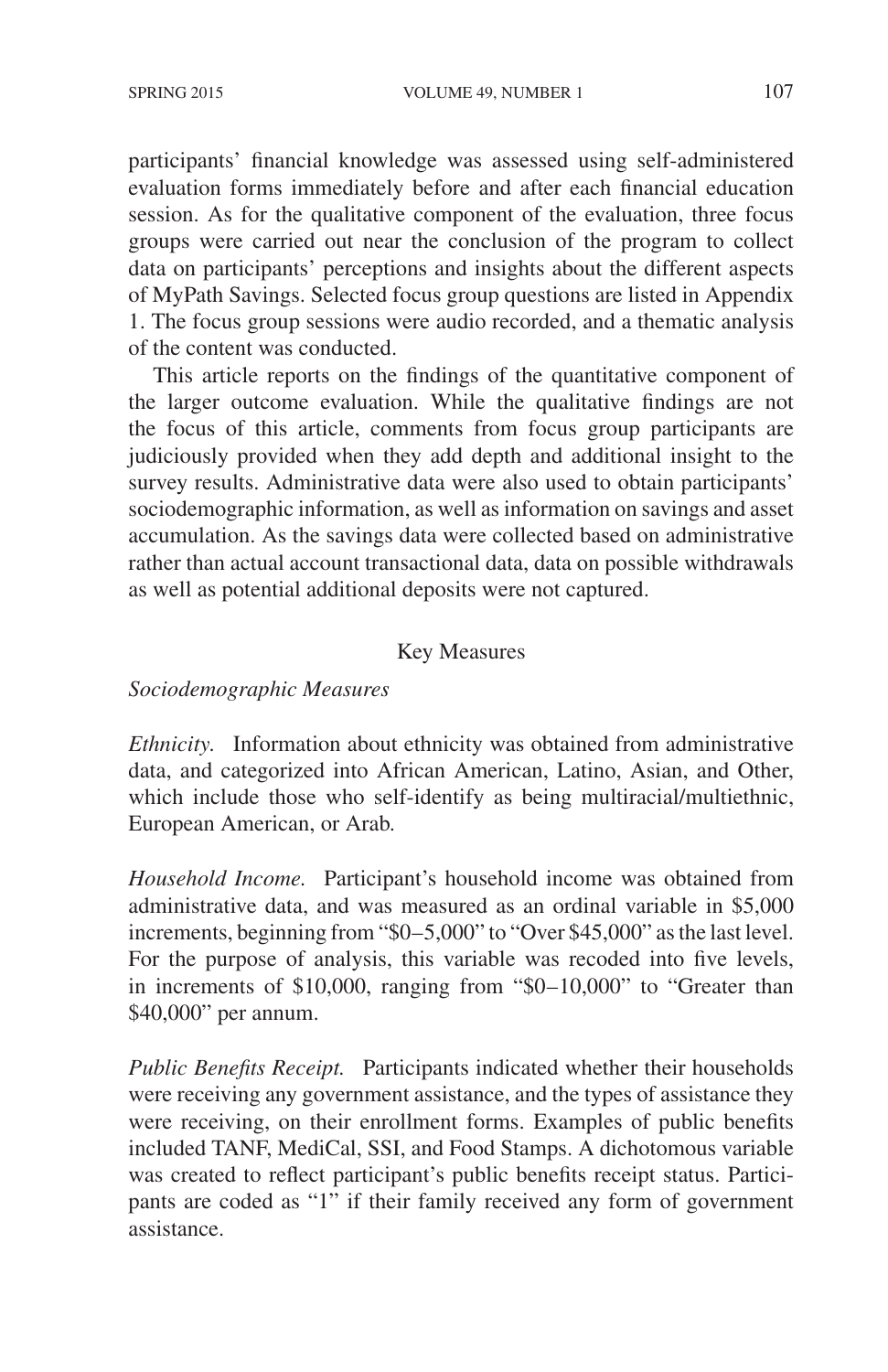participants' financial knowledge was assessed using self-administered evaluation forms immediately before and after each financial education session. As for the qualitative component of the evaluation, three focus groups were carried out near the conclusion of the program to collect data on participants' perceptions and insights about the different aspects of MyPath Savings. Selected focus group questions are listed in Appendix 1. The focus group sessions were audio recorded, and a thematic analysis of the content was conducted.

This article reports on the findings of the quantitative component of the larger outcome evaluation. While the qualitative findings are not the focus of this article, comments from focus group participants are judiciously provided when they add depth and additional insight to the survey results. Administrative data were also used to obtain participants' sociodemographic information, as well as information on savings and asset accumulation. As the savings data were collected based on administrative rather than actual account transactional data, data on possible withdrawals as well as potential additional deposits were not captured.

## Key Measures

### *Sociodemographic Measures*

*Ethnicity.* Information about ethnicity was obtained from administrative data, and categorized into African American, Latino, Asian, and Other, which include those who self-identify as being multiracial/multiethnic, European American, or Arab.

*Household Income.* Participant's household income was obtained from administrative data, and was measured as an ordinal variable in $5,000 increments, beginning from "$0–5,000" to "Over $45,000" as the last level. For the purpose of analysis, this variable was recoded into five levels, in increments of $10,000, ranging from "$0–10,000" to "Greater than $40,000" per annum.

*Public Benefits Receipt.* Participants indicated whether their households were receiving any government assistance, and the types of assistance they were receiving, on their enrollment forms. Examples of public benefits included TANF, MediCal, SSI, and Food Stamps. A dichotomous variable was created to reflect participant's public benefits receipt status. Participants are coded as "1" if their family received any form of government assistance.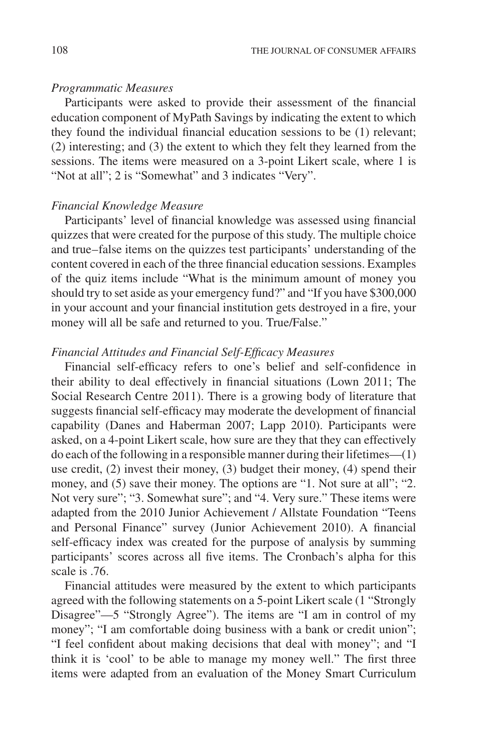*Programmatic Measures*

Participants were asked to provide their assessment of the financial education component of MyPath Savings by indicating the extent to which they found the individual financial education sessions to be (1) relevant; (2) interesting; and (3) the extent to which they felt they learned from the sessions. The items were measured on a 3-point Likert scale, where 1 is "Not at all"; 2 is "Somewhat" and 3 indicates "Very".

*Financial Knowledge Measure*

Participants' level of financial knowledge was assessed using financial quizzes that were created for the purpose of this study. The multiple choice and true–false items on the quizzes test participants' understanding of the content covered in each of the three financial education sessions. Examples of the quiz items include "What is the minimum amount of money you should try to set aside as your emergency fund?" and "If you have $300,000 in your account and your financial institution gets destroyed in a fire, your money will all be safe and returned to you. True/False."

*Financial Attitudes and Financial Self-Efficacy Measures*

Financial self-efficacy refers to one's belief and self-confidence in their ability to deal effectively in financial situations (Lown 2011; The Social Research Centre 2011). There is a growing body of literature that suggests financial self-efficacy may moderate the development of financial capability (Danes and Haberman 2007; Lapp 2010). Participants were asked, on a 4-point Likert scale, how sure are they that they can effectively do each of the following in a responsible manner during their lifetimes—(1) use credit, (2) invest their money, (3) budget their money, (4) spend their money, and (5) save their money. The options are "1. Not sure at all"; "2. Not very sure"; "3. Somewhat sure"; and "4. Very sure." These items were adapted from the 2010 Junior Achievement / Allstate Foundation "Teens and Personal Finance" survey (Junior Achievement 2010). A financial self-efficacy index was created for the purpose of analysis by summing participants' scores across all five items. The Cronbach's alpha for this scale is .76.

Financial attitudes were measured by the extent to which participants agreed with the following statements on a 5-point Likert scale (1 "Strongly Disagree"—5 "Strongly Agree"). The items are "I am in control of my money"; "I am comfortable doing business with a bank or credit union"; "I feel confident about making decisions that deal with money"; and "I think it is 'cool' to be able to manage my money well." The first three items were adapted from an evaluation of the Money Smart Curriculum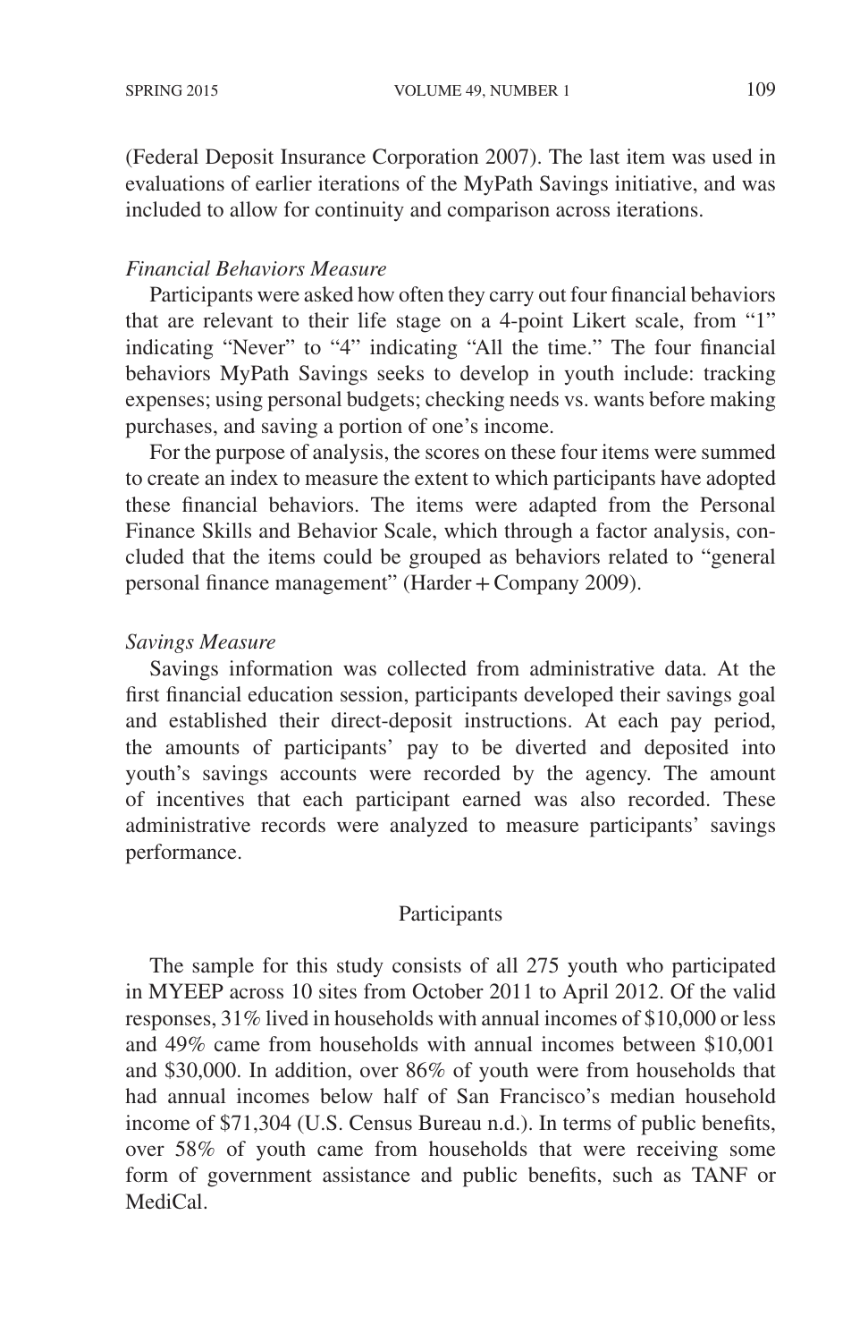(Federal Deposit Insurance Corporation 2007). The last item was used in evaluations of earlier iterations of the MyPath Savings initiative, and was included to allow for continuity and comparison across iterations.

*Financial Behaviors Measure*

Participants were asked how often they carry out four financial behaviors that are relevant to their life stage on a 4-point Likert scale, from "1" indicating "Never" to "4" indicating "All the time." The four financial behaviors MyPath Savings seeks to develop in youth include: tracking expenses; using personal budgets; checking needs vs. wants before making purchases, and saving a portion of one's income.

For the purpose of analysis, the scores on these four items were summed to create an index to measure the extent to which participants have adopted these financial behaviors. The items were adapted from the Personal Finance Skills and Behavior Scale, which through a factor analysis, concluded that the items could be grouped as behaviors related to "general personal finance management" (Harder + Company 2009).

*Savings Measure*

Savings information was collected from administrative data. At the first financial education session, participants developed their savings goal and established their direct-deposit instructions. At each pay period, the amounts of participants' pay to be diverted and deposited into youth's savings accounts were recorded by the agency. The amount of incentives that each participant earned was also recorded. These administrative records were analyzed to measure participants' savings performance.

## Participants

The sample for this study consists of all 275 youth who participated in MYEEP across 10 sites from October 2011 to April 2012. Of the valid responses, 31% lived in households with annual incomes of $10,000 or less and 49% came from households with annual incomes between $10,001 and $30,000. In addition, over 86% of youth were from households that had annual incomes below half of San Francisco's median household income of $71,304 (U.S. Census Bureau n.d.). In terms of public benefits, over 58% of youth came from households that were receiving some form of government assistance and public benefits, such as TANF or MediCal.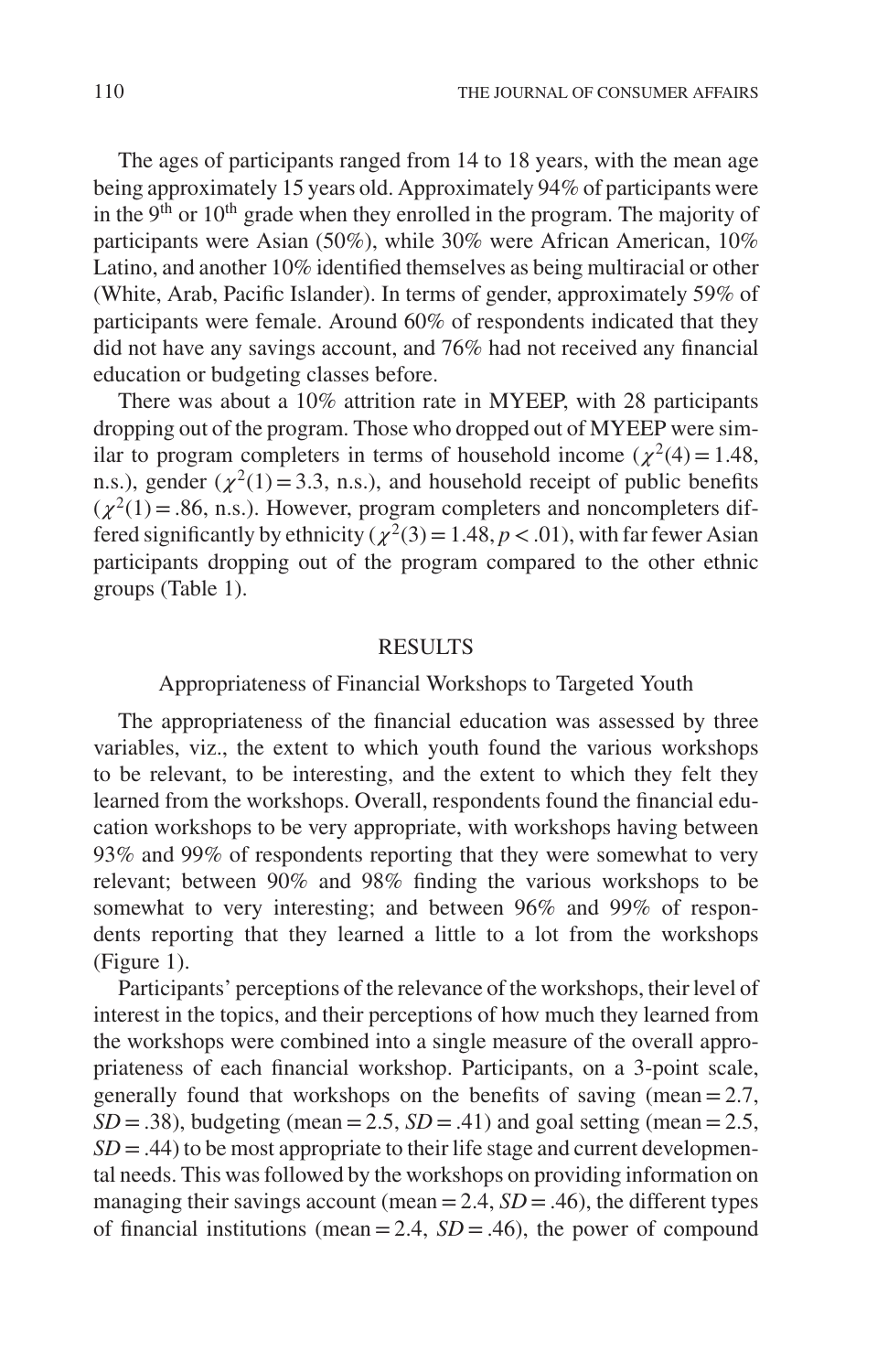The ages of participants ranged from 14 to 18 years, with the mean age being approximately 15 years old. Approximately 94% of participants were in the 9th or 10th grade when they enrolled in the program. The majority of participants were Asian (50%), while 30% were African American, 10% Latino, and another 10% identified themselves as being multiracial or other (White, Arab, Pacific Islander). In terms of gender, approximately 59% of participants were female. Around 60% of respondents indicated that they did not have any savings account, and 76% had not received any financial education or budgeting classes before.

There was about a 10% attrition rate in MYEEP, with 28 participants dropping out of the program. Those who dropped out of MYEEP were similar to program completers in terms of household income ($\chi^2(4) = 1.48$, n.s.), gender ($\chi^2(1) = 3.3$, n.s.), and household receipt of public benefits ($\chi^2(1) = .86$, n.s.). However, program completers and noncompleters differed significantly by ethnicity ($\chi^2(3) = 1.48$, $p < .01$), with far fewer Asian participants dropping out of the program compared to the other ethnic groups (Table 1).

## RESULTS

### Appropriateness of Financial Workshops to Targeted Youth

The appropriateness of the financial education was assessed by three variables, viz., the extent to which youth found the various workshops to be relevant, to be interesting, and the extent to which they felt they learned from the workshops. Overall, respondents found the financial education workshops to be very appropriate, with workshops having between 93% and 99% of respondents reporting that they were somewhat to very relevant; between 90% and 98% finding the various workshops to be somewhat to very interesting; and between 96% and 99% of respondents reporting that they learned a little to a lot from the workshops (Figure 1).

Participants' perceptions of the relevance of the workshops, their level of interest in the topics, and their perceptions of how much they learned from the workshops were combined into a single measure of the overall appropriateness of each financial workshop. Participants, on a 3-point scale, generally found that workshops on the benefits of saving (mean = 2.7, *SD* = .38), budgeting (mean = 2.5, *SD* = .41) and goal setting (mean = 2.5, *SD* = .44) to be most appropriate to their life stage and current developmental needs. This was followed by the workshops on providing information on managing their savings account (mean = 2.4, *SD* = .46), the different types of financial institutions (mean = 2.4, *SD* = .46), the power of compound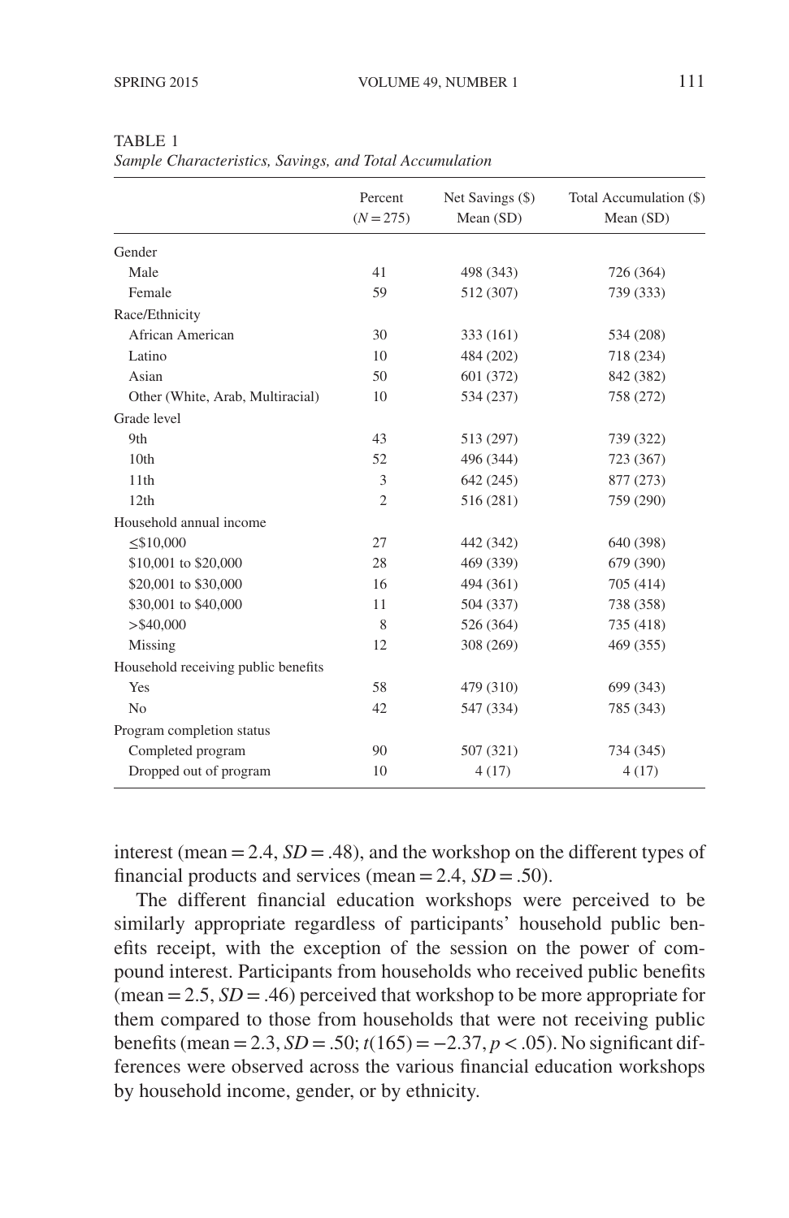TABLE 1

*Sample Characteristics, Savings, and Total Accumulation*

| | Percent ($N = 275$) | Net Savings ($) Mean (SD) | Total Accumulation ($) Mean (SD) |
|---|---|---|---|
| Gender | | | |
| Male | 41 | 498 (343) | 726 (364) |
| Female | 59 | 512 (307) | 739 (333) |
| Race/Ethnicity | | | |
| African American | 30 | 333 (161) | 534 (208) |
| Latino | 10 | 484 (202) | 718 (234) |
| Asian | 50 | 601 (372) | 842 (382) |
| Other (White, Arab, Multiracial) | 10 | 534 (237) | 758 (272) |
| Grade level | | | |
| 9th | 43 | 513 (297) | 739 (322) |
| 10th | 52 | 496 (344) | 723 (367) |
| 11th | 3 | 642 (245) | 877 (273) |
| 12th | 2 | 516 (281) | 759 (290) |
| Household annual income | | | |
| ≤$10,000 | 27 | 442 (342) | 640 (398) |
| $10,001 to $20,000 | 28 | 469 (339) | 679 (390) |
| $20,001 to $30,000 | 16 | 494 (361) | 705 (414) |
| $30,001 to $40,000 | 11 | 504 (337) | 738 (358) |
| >$40,000 | 8 | 526 (364) | 735 (418) |
| Missing | 12 | 308 (269) | 469 (355) |
| Household receiving public benefits | | | |
| Yes | 58 | 479 (310) | 699 (343) |
| No | 42 | 547 (334) | 785 (343) |
| Program completion status | | | |
| Completed program | 90 | 507 (321) | 734 (345) |
| Dropped out of program | 10 | 4 (17) | 4 (17) |

interest (mean = 2.4, $SD = .48$), and the workshop on the different types of financial products and services (mean = 2.4, $SD = .50$).

The different financial education workshops were perceived to be similarly appropriate regardless of participants' household public benefits receipt, with the exception of the session on the power of compound interest. Participants from households who received public benefits (mean = 2.5, $SD = .46$) perceived that workshop to be more appropriate for them compared to those from households that were not receiving public benefits (mean = 2.3, $SD = .50$; $t(165) = -2.37$, $p < .05$). No significant differences were observed across the various financial education workshops by household income, gender, or by ethnicity.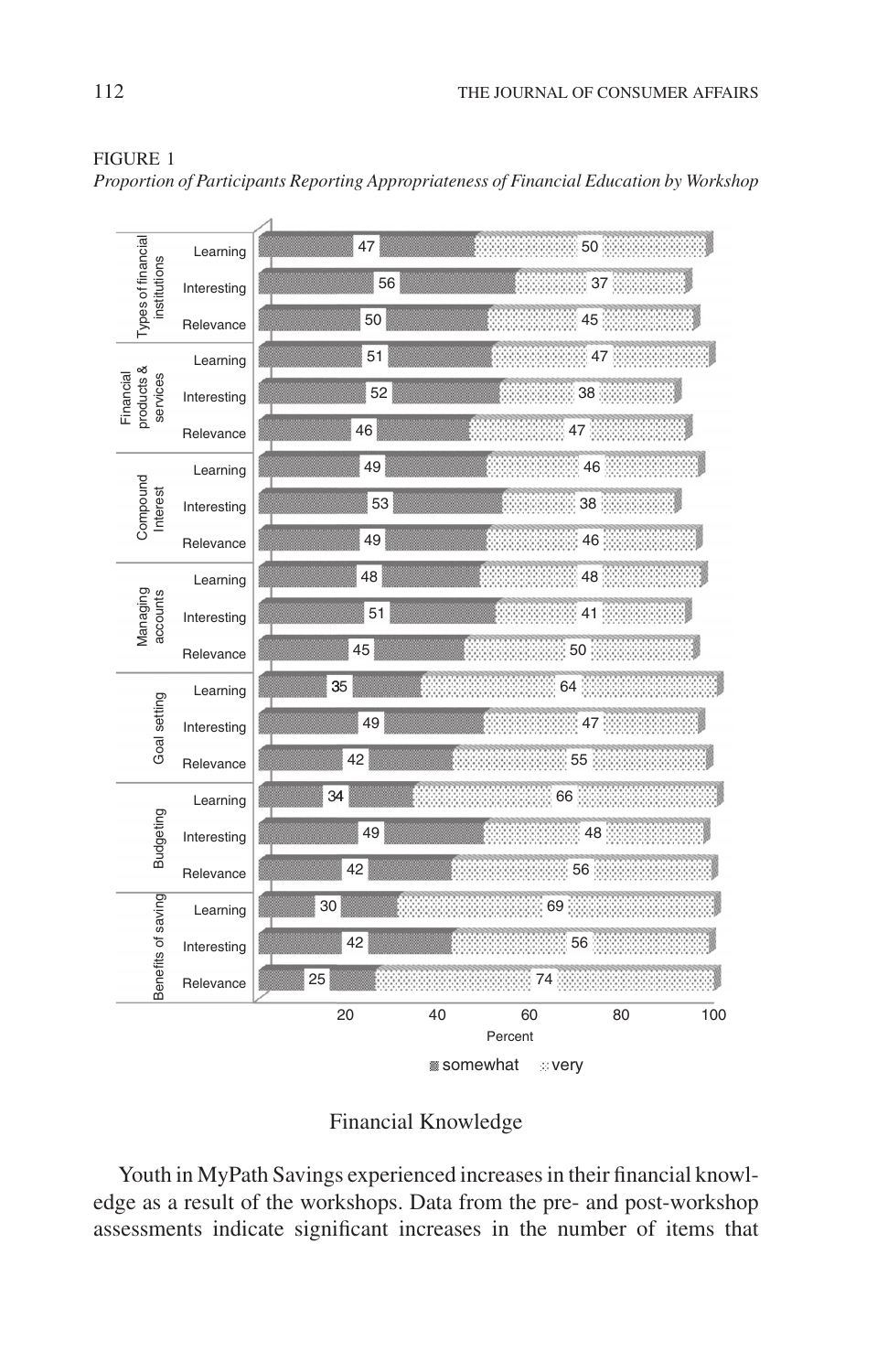FIGURE 1

*Proportion of Participants Reporting Appropriateness of Financial Education by Workshop*

| Workshop | Measure | somewhat | very |
|---|---|---|---|
| Types of financial institutions | Learning | 47 | 50 |
| | Interesting | 56 | 37 |
| | Relevance | 50 | 45 |
| Financial products & services | Learning | 51 | 47 |
| | Interesting | 52 | 38 |
| | Relevance | 46 | 47 |
| Compound Interest | Learning | 49 | 46 |
| | Interesting | 53 | 38 |
| | Relevance | 49 | 46 |
| Managing accounts | Learning | 48 | 48 |
| | Interesting | 51 | 41 |
| | Relevance | 45 | 50 |
| Goal setting | Learning | 35 | 64 |
| | Interesting | 49 | 47 |
| | Relevance | 42 | 55 |
| Budgeting | Learning | 34 | 66 |
| | Interesting | 49 | 48 |
| | Relevance | 42 | 56 |
| Benefits of saving | Learning | 30 | 69 |
| | Interesting | 42 | 56 |
| | Relevance | 25 | 74 |

Percent

## Financial Knowledge

Youth in MyPath Savings experienced increases in their financial knowledge as a result of the workshops. Data from the pre- and post-workshop assessments indicate significant increases in the number of items that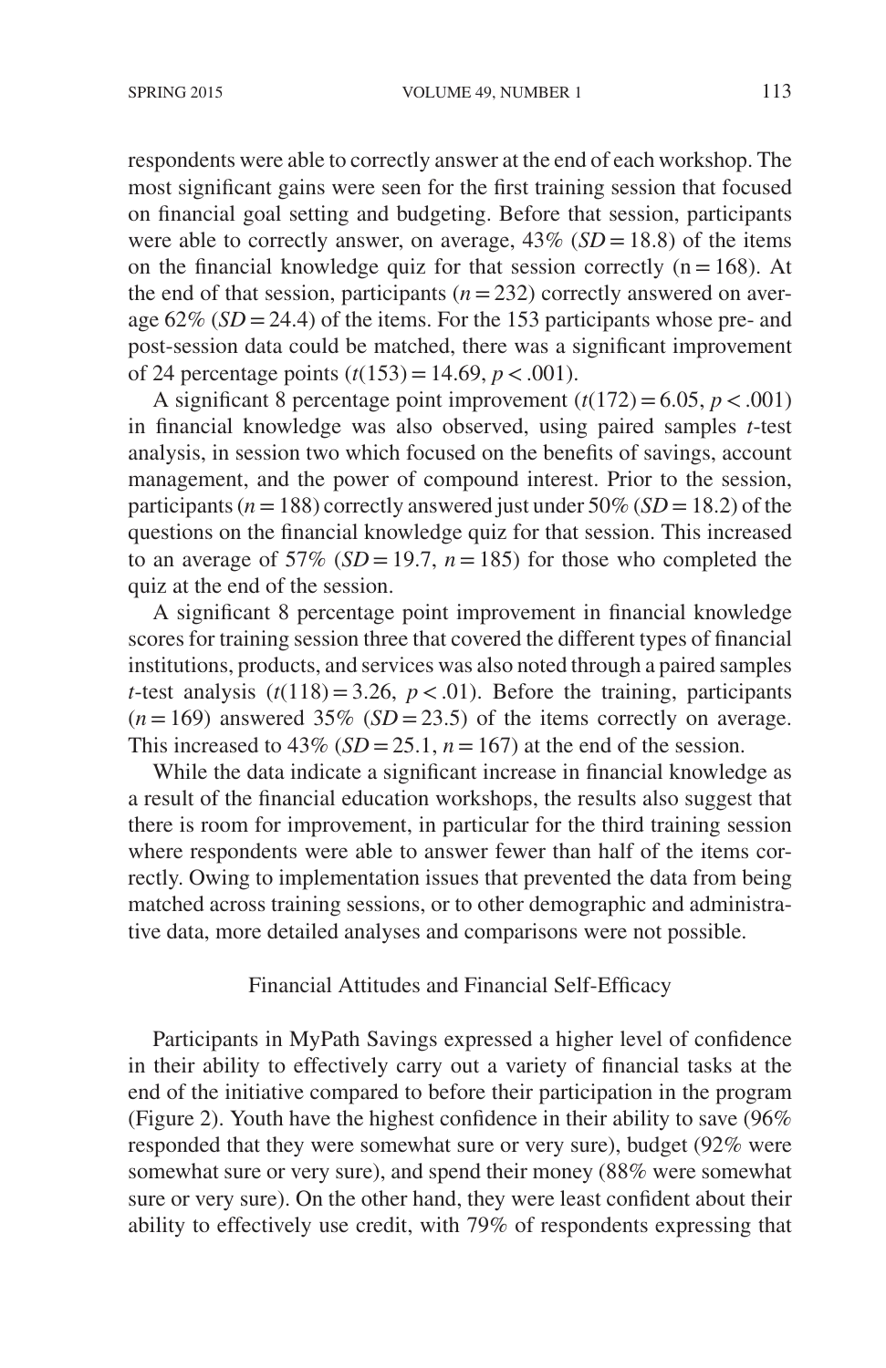respondents were able to correctly answer at the end of each workshop. The most significant gains were seen for the first training session that focused on financial goal setting and budgeting. Before that session, participants were able to correctly answer, on average, 43% ($SD = 18.8$) of the items on the financial knowledge quiz for that session correctly ($n = 168$). At the end of that session, participants ($n = 232$) correctly answered on average 62% ($SD = 24.4$) of the items. For the 153 participants whose pre- and post-session data could be matched, there was a significant improvement of 24 percentage points ($t(153) = 14.69$, $p < .001$).

A significant 8 percentage point improvement ($t(172) = 6.05$, $p < .001$) in financial knowledge was also observed, using paired samples *t*-test analysis, in session two which focused on the benefits of savings, account management, and the power of compound interest. Prior to the session, participants ($n = 188$) correctly answered just under 50% ($SD = 18.2$) of the questions on the financial knowledge quiz for that session. This increased to an average of 57% ($SD = 19.7$, $n = 185$) for those who completed the quiz at the end of the session.

A significant 8 percentage point improvement in financial knowledge scores for training session three that covered the different types of financial institutions, products, and services was also noted through a paired samples *t*-test analysis ($t(118) = 3.26$, $p < .01$). Before the training, participants ($n = 169$) answered 35% ($SD = 23.5$) of the items correctly on average. This increased to 43% ($SD = 25.1$, $n = 167$) at the end of the session.

While the data indicate a significant increase in financial knowledge as a result of the financial education workshops, the results also suggest that there is room for improvement, in particular for the third training session where respondents were able to answer fewer than half of the items correctly. Owing to implementation issues that prevented the data from being matched across training sessions, or to other demographic and administrative data, more detailed analyses and comparisons were not possible.

### Financial Attitudes and Financial Self-Efficacy

Participants in MyPath Savings expressed a higher level of confidence in their ability to effectively carry out a variety of financial tasks at the end of the initiative compared to before their participation in the program (Figure 2). Youth have the highest confidence in their ability to save (96% responded that they were somewhat sure or very sure), budget (92% were somewhat sure or very sure), and spend their money (88% were somewhat sure or very sure). On the other hand, they were least confident about their ability to effectively use credit, with 79% of respondents expressing that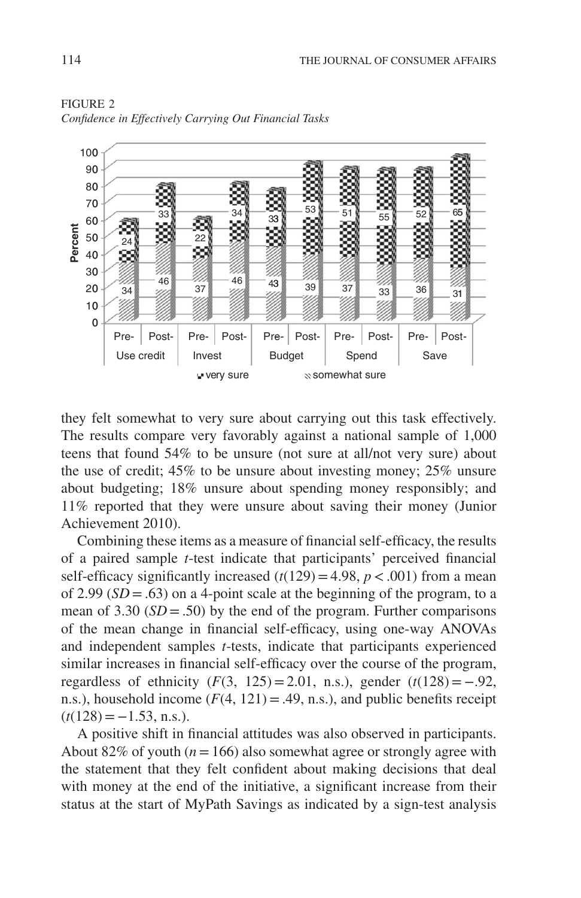FIGURE 2
*Confidence in Effectively Carrying Out Financial Tasks*

| | Use credit Pre- | Use credit Post- | Invest Pre- | Invest Post- | Budget Pre- | Budget Post- | Spend Pre- | Spend Post- | Save Pre- | Save Post- |
|---|---|---|---|---|---|---|---|---|---|---|
| very sure | 24 | 33 | 22 | 34 | 33 | 53 | 51 | 55 | 52 | 65 |
| somewhat sure | 34 | 46 | 37 | 46 | 43 | 39 | 37 | 33 | 36 | 31 |

they felt somewhat to very sure about carrying out this task effectively. The results compare very favorably against a national sample of 1,000 teens that found 54% to be unsure (not sure at all/not very sure) about the use of credit; 45% to be unsure about investing money; 25% unsure about budgeting; 18% unsure about spending money responsibly; and 11% reported that they were unsure about saving their money (Junior Achievement 2010).

Combining these items as a measure of financial self-efficacy, the results of a paired sample *t*-test indicate that participants' perceived financial self-efficacy significantly increased ($t(129) = 4.98$, $p < .001$) from a mean of 2.99 ($SD = .63$) on a 4-point scale at the beginning of the program, to a mean of 3.30 ($SD = .50$) by the end of the program. Further comparisons of the mean change in financial self-efficacy, using one-way ANOVAs and independent samples *t*-tests, indicate that participants experienced similar increases in financial self-efficacy over the course of the program, regardless of ethnicity ($F(3, 125) = 2.01$, n.s.), gender ($t(128) = -.92$, n.s.), household income ($F(4, 121) = .49$, n.s.), and public benefits receipt ($t(128) = -1.53$, n.s.).

A positive shift in financial attitudes was also observed in participants. About 82% of youth ($n = 166$) also somewhat agree or strongly agree with the statement that they felt confident about making decisions that deal with money at the end of the initiative, a significant increase from their status at the start of MyPath Savings as indicated by a sign-test analysis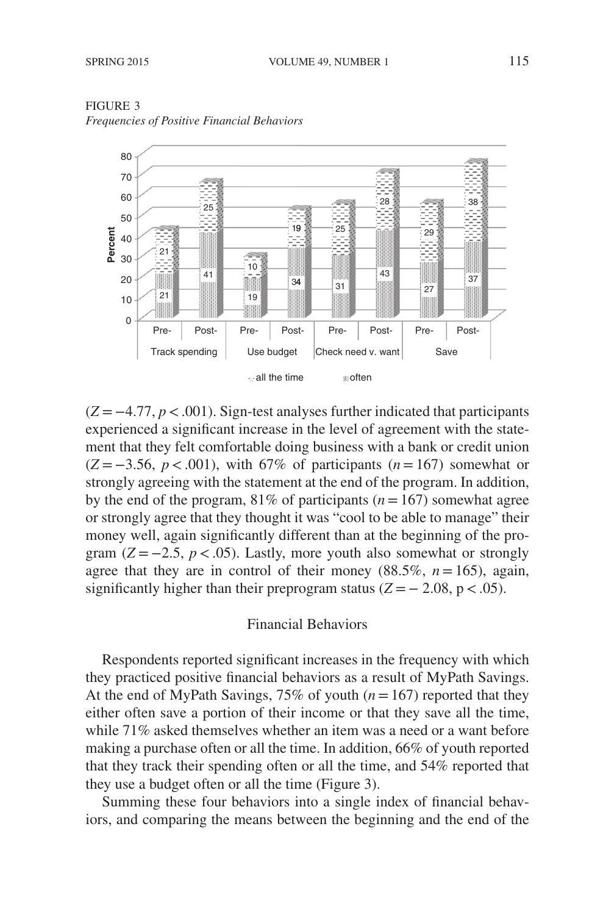FIGURE 3
*Frequencies of Positive Financial Behaviors*

($Z = -4.77$, $p < .001$). Sign-test analyses further indicated that participants experienced a significant increase in the level of agreement with the statement that they felt comfortable doing business with a bank or credit union ($Z = -3.56$, $p < .001$), with 67% of participants ($n = 167$) somewhat or strongly agreeing with the statement at the end of the program. In addition, by the end of the program, 81% of participants ($n = 167$) somewhat agree or strongly agree that they thought it was "cool to be able to manage" their money well, again significantly different than at the beginning of the program ($Z = -2.5$, $p < .05$). Lastly, more youth also somewhat or strongly agree that they are in control of their money (88.5%, $n = 165$), again, significantly higher than their preprogram status ($Z = -2.08$, $p < .05$).

## Financial Behaviors

Respondents reported significant increases in the frequency with which they practiced positive financial behaviors as a result of MyPath Savings. At the end of MyPath Savings, 75% of youth ($n = 167$) reported that they either often save a portion of their income or that they save all the time, while 71% asked themselves whether an item was a need or a want before making a purchase often or all the time. In addition, 66% of youth reported that they track their spending often or all the time, and 54% reported that they use a budget often or all the time (Figure 3).

Summing these four behaviors into a single index of financial behaviors, and comparing the means between the beginning and the end of the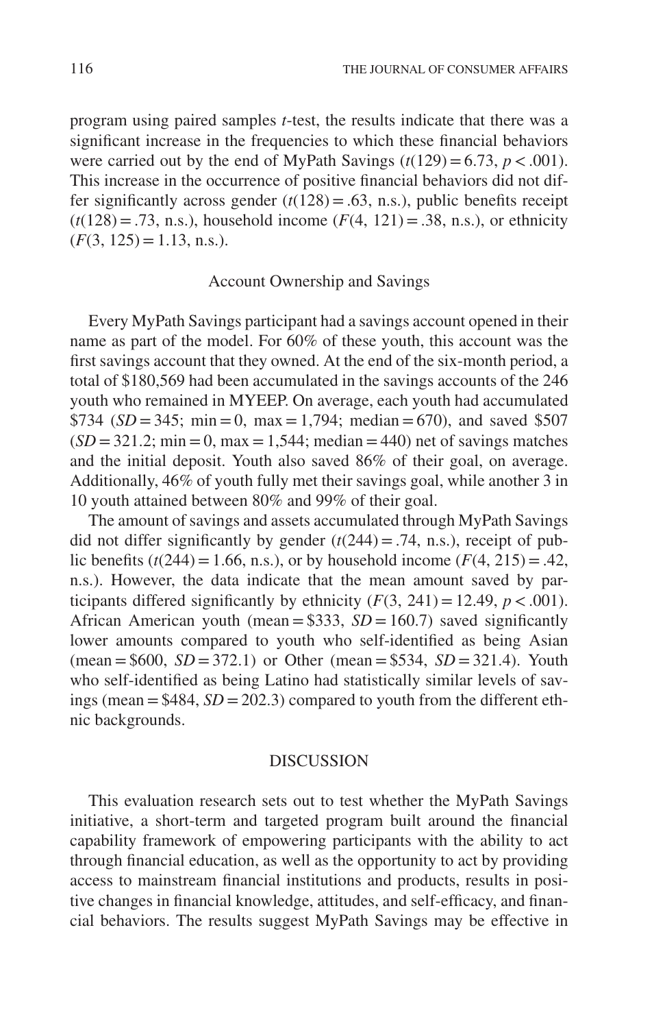program using paired samples *t*-test, the results indicate that there was a significant increase in the frequencies to which these financial behaviors were carried out by the end of MyPath Savings ($t(129) = 6.73$, $p < .001$). This increase in the occurrence of positive financial behaviors did not differ significantly across gender ($t(128) = .63$, n.s.), public benefits receipt ($t(128) = .73$, n.s.), household income ($F(4, 121) = .38$, n.s.), or ethnicity ($F(3, 125) = 1.13$, n.s.).

### Account Ownership and Savings

Every MyPath Savings participant had a savings account opened in their name as part of the model. For 60% of these youth, this account was the first savings account that they owned. At the end of the six-month period, a total of $180,569 had been accumulated in the savings accounts of the 246 youth who remained in MYEEP. On average, each youth had accumulated $734 (*SD* = 345; min = 0, max = 1,794; median = 670), and saved $507 (*SD* = 321.2; min = 0, max = 1,544; median = 440) net of savings matches and the initial deposit. Youth also saved 86% of their goal, on average. Additionally, 46% of youth fully met their savings goal, while another 3 in 10 youth attained between 80% and 99% of their goal.

The amount of savings and assets accumulated through MyPath Savings did not differ significantly by gender ($t(244) = .74$, n.s.), receipt of public benefits ($t(244) = 1.66$, n.s.), or by household income ($F(4, 215) = .42$, n.s.). However, the data indicate that the mean amount saved by participants differed significantly by ethnicity ($F(3, 241) = 12.49$, $p < .001$). African American youth (mean = $333, *SD* = 160.7) saved significantly lower amounts compared to youth who self-identified as being Asian (mean = $600, *SD* = 372.1) or Other (mean = $534, *SD* = 321.4). Youth who self-identified as being Latino had statistically similar levels of savings (mean = $484, *SD* = 202.3) compared to youth from the different ethnic backgrounds.

## DISCUSSION

This evaluation research sets out to test whether the MyPath Savings initiative, a short-term and targeted program built around the financial capability framework of empowering participants with the ability to act through financial education, as well as the opportunity to act by providing access to mainstream financial institutions and products, results in positive changes in financial knowledge, attitudes, and self-efficacy, and financial behaviors. The results suggest MyPath Savings may be effective in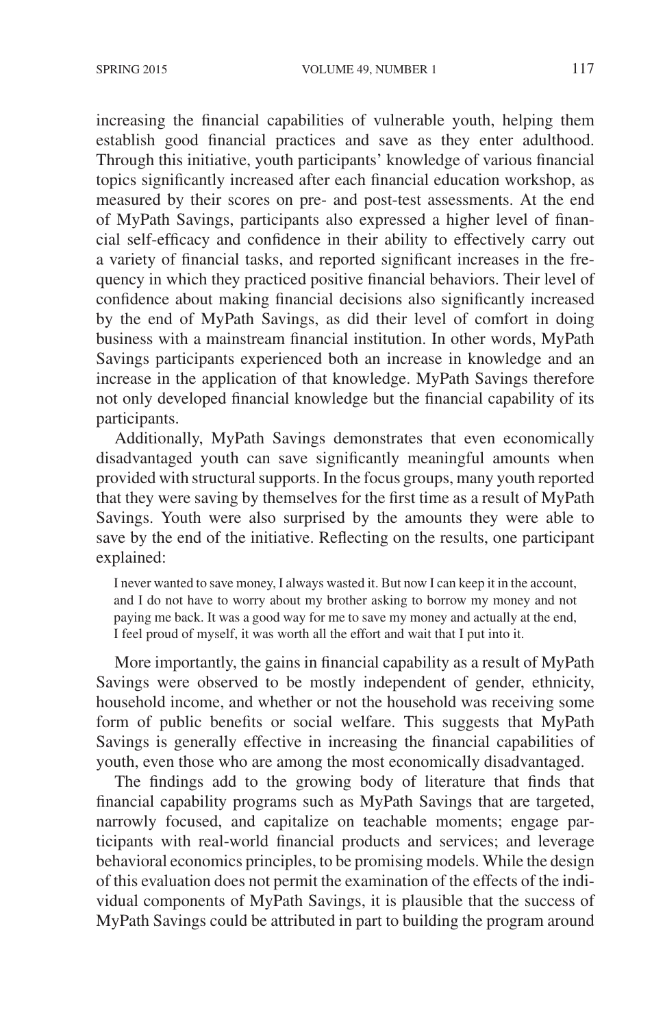increasing the financial capabilities of vulnerable youth, helping them establish good financial practices and save as they enter adulthood. Through this initiative, youth participants' knowledge of various financial topics significantly increased after each financial education workshop, as measured by their scores on pre- and post-test assessments. At the end of MyPath Savings, participants also expressed a higher level of financial self-efficacy and confidence in their ability to effectively carry out a variety of financial tasks, and reported significant increases in the frequency in which they practiced positive financial behaviors. Their level of confidence about making financial decisions also significantly increased by the end of MyPath Savings, as did their level of comfort in doing business with a mainstream financial institution. In other words, MyPath Savings participants experienced both an increase in knowledge and an increase in the application of that knowledge. MyPath Savings therefore not only developed financial knowledge but the financial capability of its participants.

Additionally, MyPath Savings demonstrates that even economically disadvantaged youth can save significantly meaningful amounts when provided with structural supports. In the focus groups, many youth reported that they were saving by themselves for the first time as a result of MyPath Savings. Youth were also surprised by the amounts they were able to save by the end of the initiative. Reflecting on the results, one participant explained:

> I never wanted to save money, I always wasted it. But now I can keep it in the account, and I do not have to worry about my brother asking to borrow my money and not paying me back. It was a good way for me to save my money and actually at the end, I feel proud of myself, it was worth all the effort and wait that I put into it.

More importantly, the gains in financial capability as a result of MyPath Savings were observed to be mostly independent of gender, ethnicity, household income, and whether or not the household was receiving some form of public benefits or social welfare. This suggests that MyPath Savings is generally effective in increasing the financial capabilities of youth, even those who are among the most economically disadvantaged.

The findings add to the growing body of literature that finds that financial capability programs such as MyPath Savings that are targeted, narrowly focused, and capitalize on teachable moments; engage participants with real-world financial products and services; and leverage behavioral economics principles, to be promising models. While the design of this evaluation does not permit the examination of the effects of the individual components of MyPath Savings, it is plausible that the success of MyPath Savings could be attributed in part to building the program around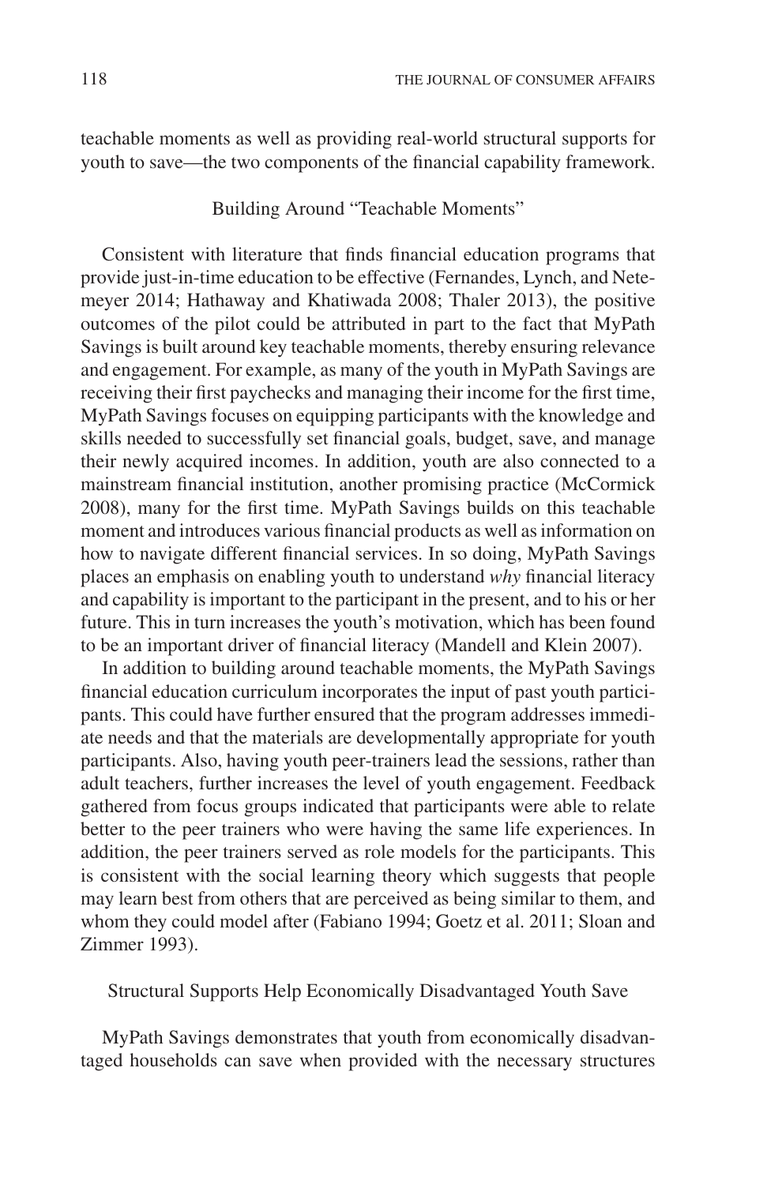teachable moments as well as providing real-world structural supports for youth to save—the two components of the financial capability framework.

### Building Around "Teachable Moments"

Consistent with literature that finds financial education programs that provide just-in-time education to be effective (Fernandes, Lynch, and Netemeyer 2014; Hathaway and Khatiwada 2008; Thaler 2013), the positive outcomes of the pilot could be attributed in part to the fact that MyPath Savings is built around key teachable moments, thereby ensuring relevance and engagement. For example, as many of the youth in MyPath Savings are receiving their first paychecks and managing their income for the first time, MyPath Savings focuses on equipping participants with the knowledge and skills needed to successfully set financial goals, budget, save, and manage their newly acquired incomes. In addition, youth are also connected to a mainstream financial institution, another promising practice (McCormick 2008), many for the first time. MyPath Savings builds on this teachable moment and introduces various financial products as well as information on how to navigate different financial services. In so doing, MyPath Savings places an emphasis on enabling youth to understand *why* financial literacy and capability is important to the participant in the present, and to his or her future. This in turn increases the youth's motivation, which has been found to be an important driver of financial literacy (Mandell and Klein 2007).

In addition to building around teachable moments, the MyPath Savings financial education curriculum incorporates the input of past youth participants. This could have further ensured that the program addresses immediate needs and that the materials are developmentally appropriate for youth participants. Also, having youth peer-trainers lead the sessions, rather than adult teachers, further increases the level of youth engagement. Feedback gathered from focus groups indicated that participants were able to relate better to the peer trainers who were having the same life experiences. In addition, the peer trainers served as role models for the participants. This is consistent with the social learning theory which suggests that people may learn best from others that are perceived as being similar to them, and whom they could model after (Fabiano 1994; Goetz et al. 2011; Sloan and Zimmer 1993).

### Structural Supports Help Economically Disadvantaged Youth Save

MyPath Savings demonstrates that youth from economically disadvantaged households can save when provided with the necessary structures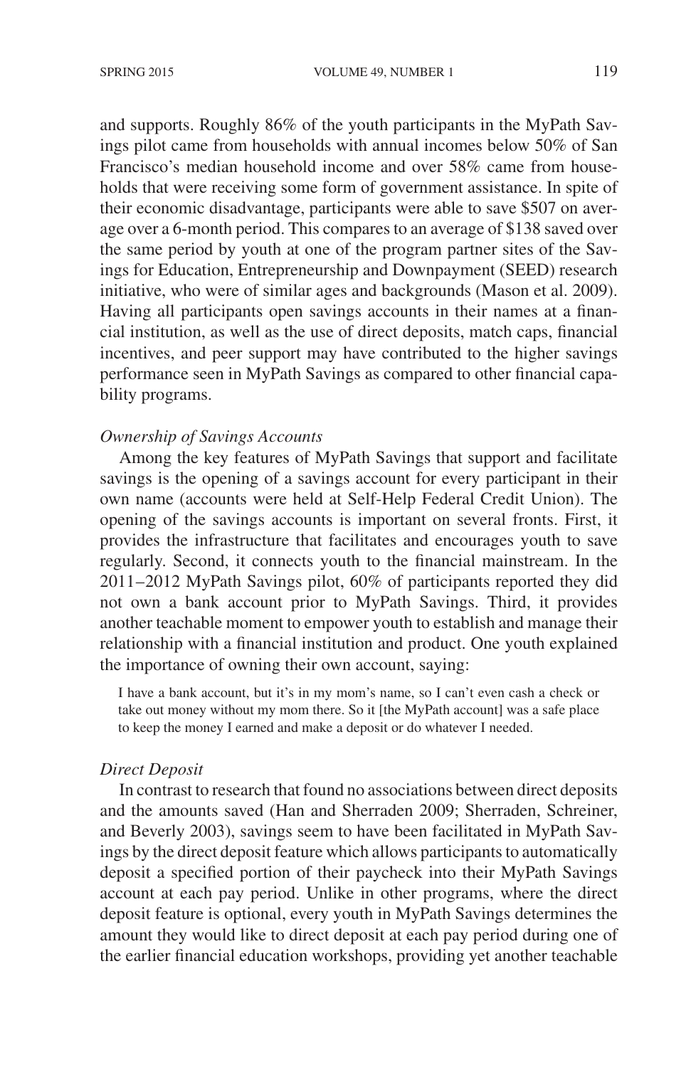and supports. Roughly 86% of the youth participants in the MyPath Savings pilot came from households with annual incomes below 50% of San Francisco's median household income and over 58% came from households that were receiving some form of government assistance. In spite of their economic disadvantage, participants were able to save $507 on average over a 6-month period. This compares to an average of $138 saved over the same period by youth at one of the program partner sites of the Savings for Education, Entrepreneurship and Downpayment (SEED) research initiative, who were of similar ages and backgrounds (Mason et al. 2009). Having all participants open savings accounts in their names at a financial institution, as well as the use of direct deposits, match caps, financial incentives, and peer support may have contributed to the higher savings performance seen in MyPath Savings as compared to other financial capability programs.

*Ownership of Savings Accounts*

Among the key features of MyPath Savings that support and facilitate savings is the opening of a savings account for every participant in their own name (accounts were held at Self-Help Federal Credit Union). The opening of the savings accounts is important on several fronts. First, it provides the infrastructure that facilitates and encourages youth to save regularly. Second, it connects youth to the financial mainstream. In the 2011–2012 MyPath Savings pilot, 60% of participants reported they did not own a bank account prior to MyPath Savings. Third, it provides another teachable moment to empower youth to establish and manage their relationship with a financial institution and product. One youth explained the importance of owning their own account, saying:

> I have a bank account, but it's in my mom's name, so I can't even cash a check or take out money without my mom there. So it [the MyPath account] was a safe place to keep the money I earned and make a deposit or do whatever I needed.

*Direct Deposit*

In contrast to research that found no associations between direct deposits and the amounts saved (Han and Sherraden 2009; Sherraden, Schreiner, and Beverly 2003), savings seem to have been facilitated in MyPath Savings by the direct deposit feature which allows participants to automatically deposit a specified portion of their paycheck into their MyPath Savings account at each pay period. Unlike in other programs, where the direct deposit feature is optional, every youth in MyPath Savings determines the amount they would like to direct deposit at each pay period during one of the earlier financial education workshops, providing yet another teachable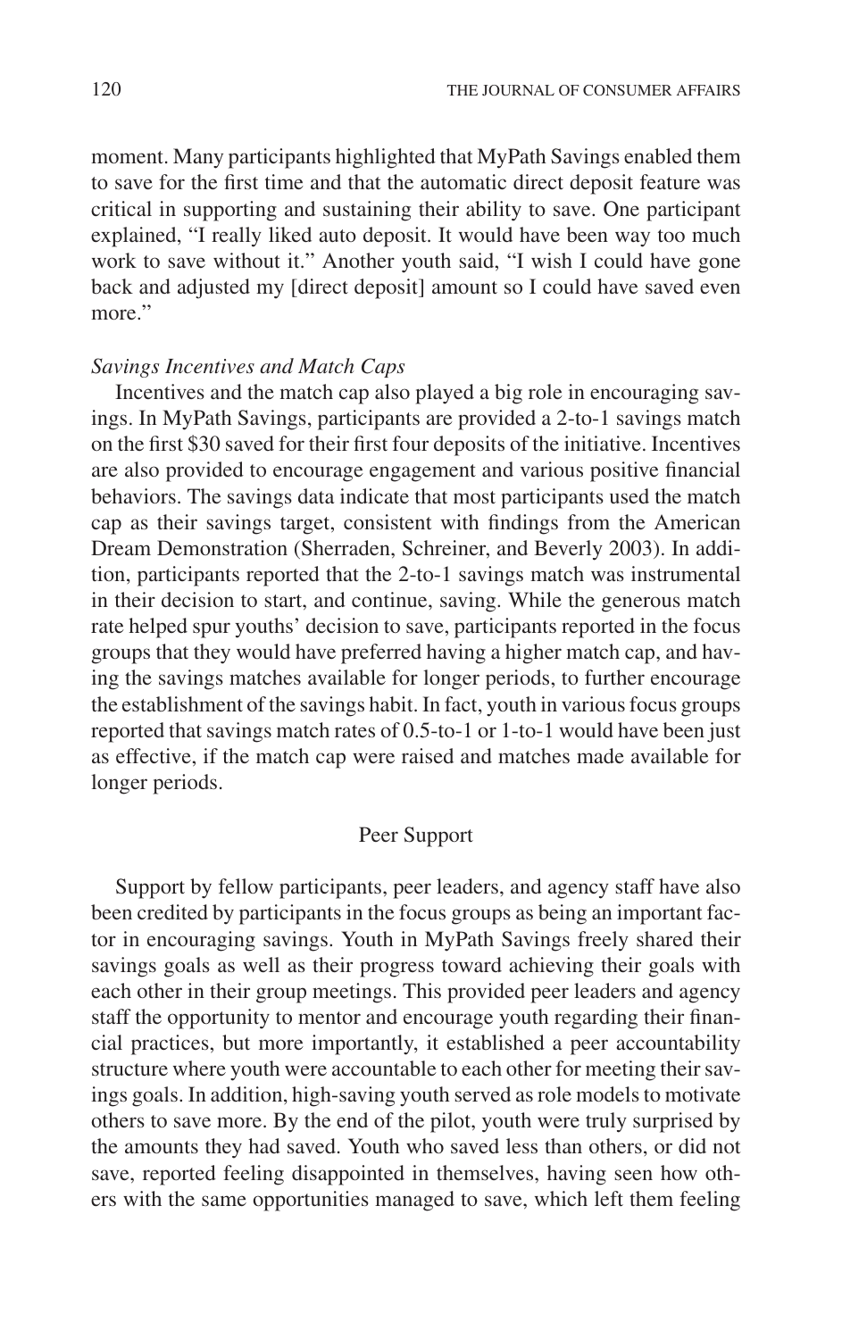moment. Many participants highlighted that MyPath Savings enabled them to save for the first time and that the automatic direct deposit feature was critical in supporting and sustaining their ability to save. One participant explained, "I really liked auto deposit. It would have been way too much work to save without it." Another youth said, "I wish I could have gone back and adjusted my [direct deposit] amount so I could have saved even more."

### *Savings Incentives and Match Caps*

Incentives and the match cap also played a big role in encouraging savings. In MyPath Savings, participants are provided a 2-to-1 savings match on the first $30 saved for their first four deposits of the initiative. Incentives are also provided to encourage engagement and various positive financial behaviors. The savings data indicate that most participants used the match cap as their savings target, consistent with findings from the American Dream Demonstration (Sherraden, Schreiner, and Beverly 2003). In addition, participants reported that the 2-to-1 savings match was instrumental in their decision to start, and continue, saving. While the generous match rate helped spur youths' decision to save, participants reported in the focus groups that they would have preferred having a higher match cap, and having the savings matches available for longer periods, to further encourage the establishment of the savings habit. In fact, youth in various focus groups reported that savings match rates of 0.5-to-1 or 1-to-1 would have been just as effective, if the match cap were raised and matches made available for longer periods.

## Peer Support

Support by fellow participants, peer leaders, and agency staff have also been credited by participants in the focus groups as being an important factor in encouraging savings. Youth in MyPath Savings freely shared their savings goals as well as their progress toward achieving their goals with each other in their group meetings. This provided peer leaders and agency staff the opportunity to mentor and encourage youth regarding their financial practices, but more importantly, it established a peer accountability structure where youth were accountable to each other for meeting their savings goals. In addition, high-saving youth served as role models to motivate others to save more. By the end of the pilot, youth were truly surprised by the amounts they had saved. Youth who saved less than others, or did not save, reported feeling disappointed in themselves, having seen how others with the same opportunities managed to save, which left them feeling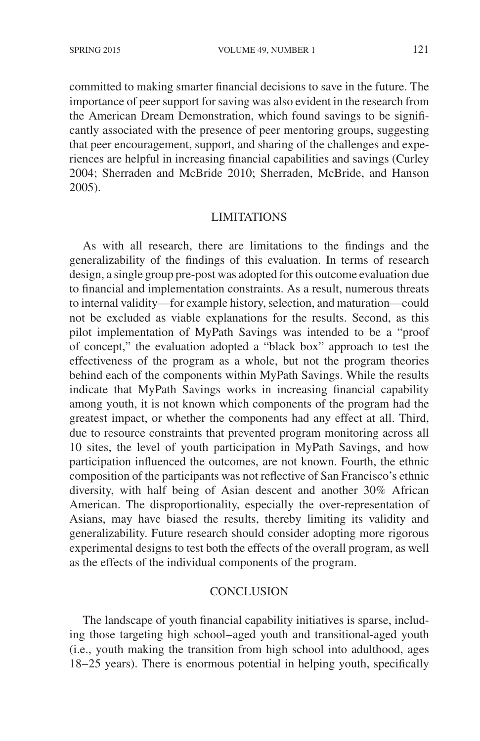committed to making smarter financial decisions to save in the future. The importance of peer support for saving was also evident in the research from the American Dream Demonstration, which found savings to be significantly associated with the presence of peer mentoring groups, suggesting that peer encouragement, support, and sharing of the challenges and experiences are helpful in increasing financial capabilities and savings (Curley 2004; Sherraden and McBride 2010; Sherraden, McBride, and Hanson 2005).

## LIMITATIONS

As with all research, there are limitations to the findings and the generalizability of the findings of this evaluation. In terms of research design, a single group pre-post was adopted for this outcome evaluation due to financial and implementation constraints. As a result, numerous threats to internal validity—for example history, selection, and maturation—could not be excluded as viable explanations for the results. Second, as this pilot implementation of MyPath Savings was intended to be a "proof of concept," the evaluation adopted a "black box" approach to test the effectiveness of the program as a whole, but not the program theories behind each of the components within MyPath Savings. While the results indicate that MyPath Savings works in increasing financial capability among youth, it is not known which components of the program had the greatest impact, or whether the components had any effect at all. Third, due to resource constraints that prevented program monitoring across all 10 sites, the level of youth participation in MyPath Savings, and how participation influenced the outcomes, are not known. Fourth, the ethnic composition of the participants was not reflective of San Francisco's ethnic diversity, with half being of Asian descent and another 30% African American. The disproportionality, especially the over-representation of Asians, may have biased the results, thereby limiting its validity and generalizability. Future research should consider adopting more rigorous experimental designs to test both the effects of the overall program, as well as the effects of the individual components of the program.

## CONCLUSION

The landscape of youth financial capability initiatives is sparse, including those targeting high school–aged youth and transitional-aged youth (i.e., youth making the transition from high school into adulthood, ages 18–25 years). There is enormous potential in helping youth, specifically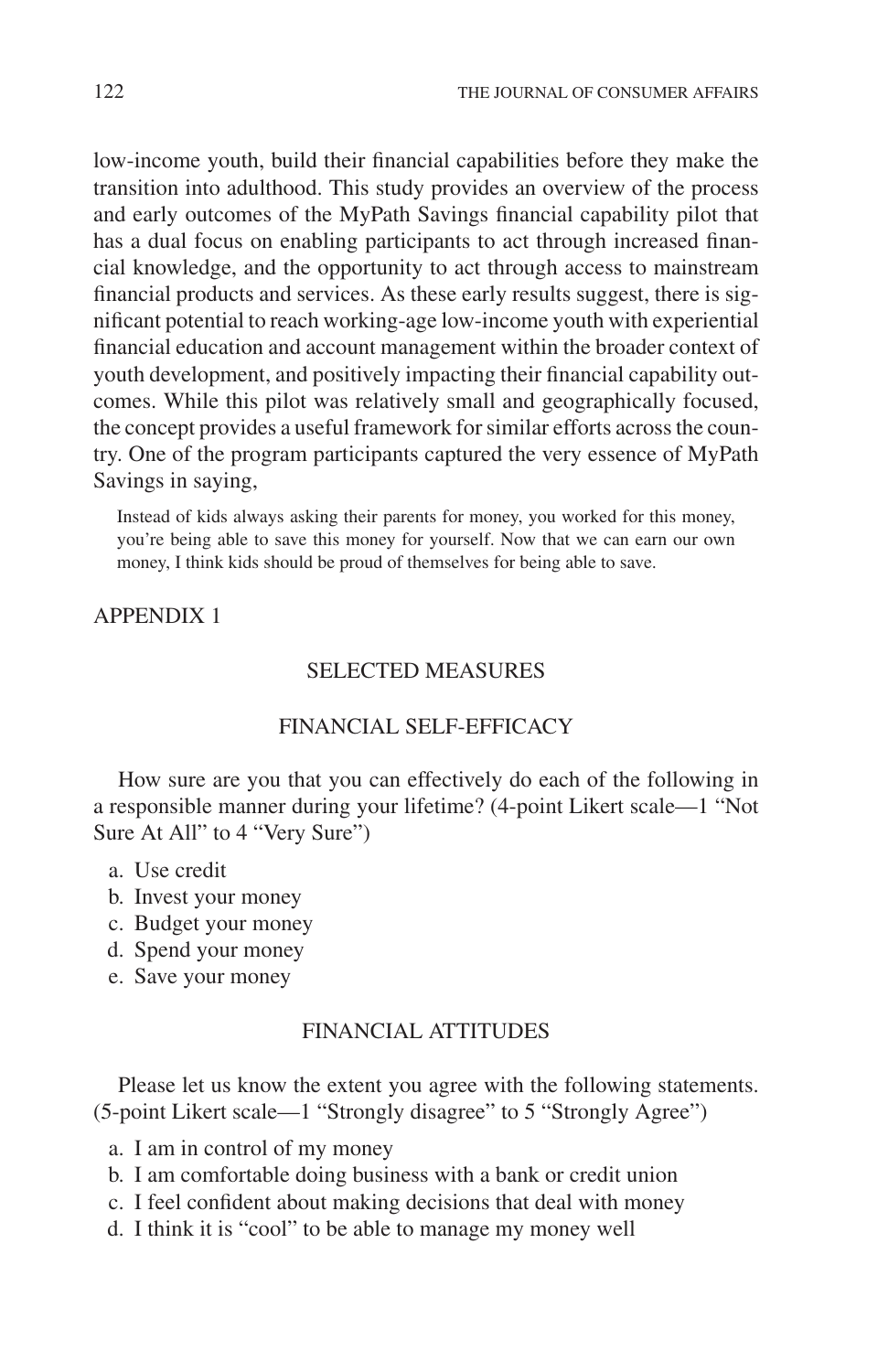low-income youth, build their financial capabilities before they make the transition into adulthood. This study provides an overview of the process and early outcomes of the MyPath Savings financial capability pilot that has a dual focus on enabling participants to act through increased financial knowledge, and the opportunity to act through access to mainstream financial products and services. As these early results suggest, there is significant potential to reach working-age low-income youth with experiential financial education and account management within the broader context of youth development, and positively impacting their financial capability outcomes. While this pilot was relatively small and geographically focused, the concept provides a useful framework for similar efforts across the country. One of the program participants captured the very essence of MyPath Savings in saying,

> Instead of kids always asking their parents for money, you worked for this money, you're being able to save this money for yourself. Now that we can earn our own money, I think kids should be proud of themselves for being able to save.

## APPENDIX 1

### SELECTED MEASURES

#### FINANCIAL SELF-EFFICACY

How sure are you that you can effectively do each of the following in a responsible manner during your lifetime? (4-point Likert scale—1 "Not Sure At All" to 4 "Very Sure")

a. Use credit
b. Invest your money
c. Budget your money
d. Spend your money
e. Save your money

#### FINANCIAL ATTITUDES

Please let us know the extent you agree with the following statements. (5-point Likert scale—1 "Strongly disagree" to 5 "Strongly Agree")

a. I am in control of my money
b. I am comfortable doing business with a bank or credit union
c. I feel confident about making decisions that deal with money
d. I think it is "cool" to be able to manage my money well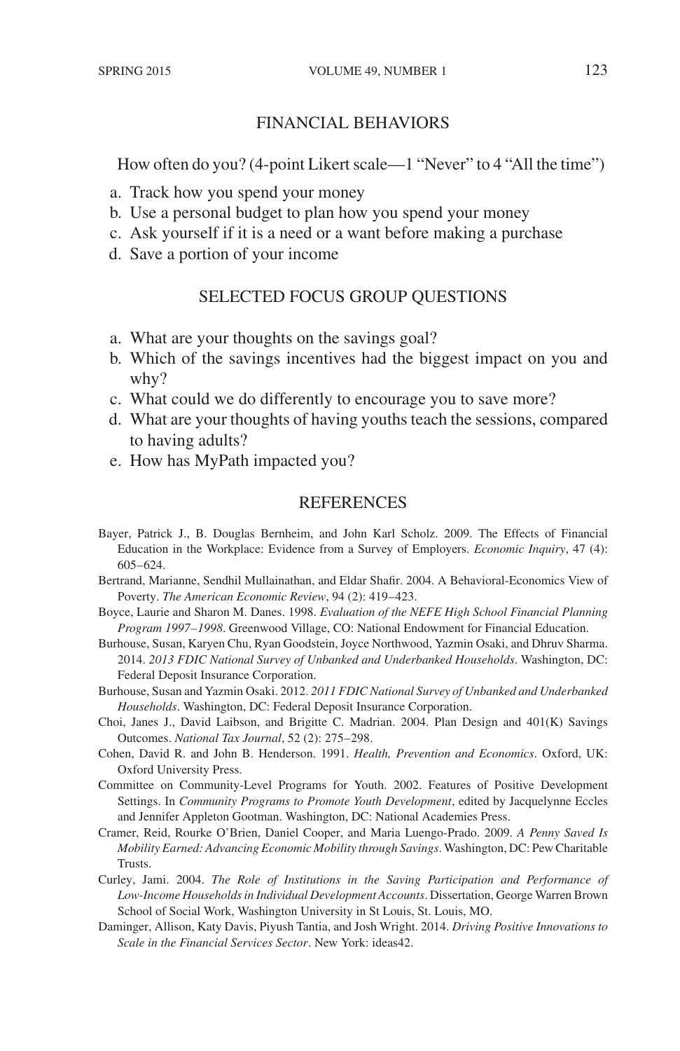## FINANCIAL BEHAVIORS

How often do you? (4-point Likert scale—1 "Never" to 4 "All the time")

a. Track how you spend your money
b. Use a personal budget to plan how you spend your money
c. Ask yourself if it is a need or a want before making a purchase
d. Save a portion of your income

## SELECTED FOCUS GROUP QUESTIONS

a. What are your thoughts on the savings goal?
b. Which of the savings incentives had the biggest impact on you and why?
c. What could we do differently to encourage you to save more?
d. What are your thoughts of having youths teach the sessions, compared to having adults?
e. How has MyPath impacted you?

## REFERENCES

Bayer, Patrick J., B. Douglas Bernheim, and John Karl Scholz. 2009. The Effects of Financial Education in the Workplace: Evidence from a Survey of Employers. *Economic Inquiry*, 47 (4): 605–624.

Bertrand, Marianne, Sendhil Mullainathan, and Eldar Shafir. 2004. A Behavioral-Economics View of Poverty. *The American Economic Review*, 94 (2): 419–423.

Boyce, Laurie and Sharon M. Danes. 1998. *Evaluation of the NEFE High School Financial Planning Program 1997–1998*. Greenwood Village, CO: National Endowment for Financial Education.

Burhouse, Susan, Karyen Chu, Ryan Goodstein, Joyce Northwood, Yazmin Osaki, and Dhruv Sharma. 2014. *2013 FDIC National Survey of Unbanked and Underbanked Households*. Washington, DC: Federal Deposit Insurance Corporation.

Burhouse, Susan and Yazmin Osaki. 2012. *2011 FDIC National Survey of Unbanked and Underbanked Households*. Washington, DC: Federal Deposit Insurance Corporation.

Choi, Janes J., David Laibson, and Brigitte C. Madrian. 2004. Plan Design and 401(K) Savings Outcomes. *National Tax Journal*, 52 (2): 275–298.

Cohen, David R. and John B. Henderson. 1991. *Health, Prevention and Economics*. Oxford, UK: Oxford University Press.

Committee on Community-Level Programs for Youth. 2002. Features of Positive Development Settings. In *Community Programs to Promote Youth Development*, edited by Jacquelynne Eccles and Jennifer Appleton Gootman. Washington, DC: National Academies Press.

Cramer, Reid, Rourke O'Brien, Daniel Cooper, and Maria Luengo-Prado. 2009. *A Penny Saved Is Mobility Earned: Advancing Economic Mobility through Savings*. Washington, DC: Pew Charitable Trusts.

Curley, Jami. 2004. *The Role of Institutions in the Saving Participation and Performance of Low-Income Households in Individual Development Accounts*. Dissertation, George Warren Brown School of Social Work, Washington University in St Louis, St. Louis, MO.

Daminger, Allison, Katy Davis, Piyush Tantia, and Josh Wright. 2014. *Driving Positive Innovations to Scale in the Financial Services Sector*. New York: ideas42.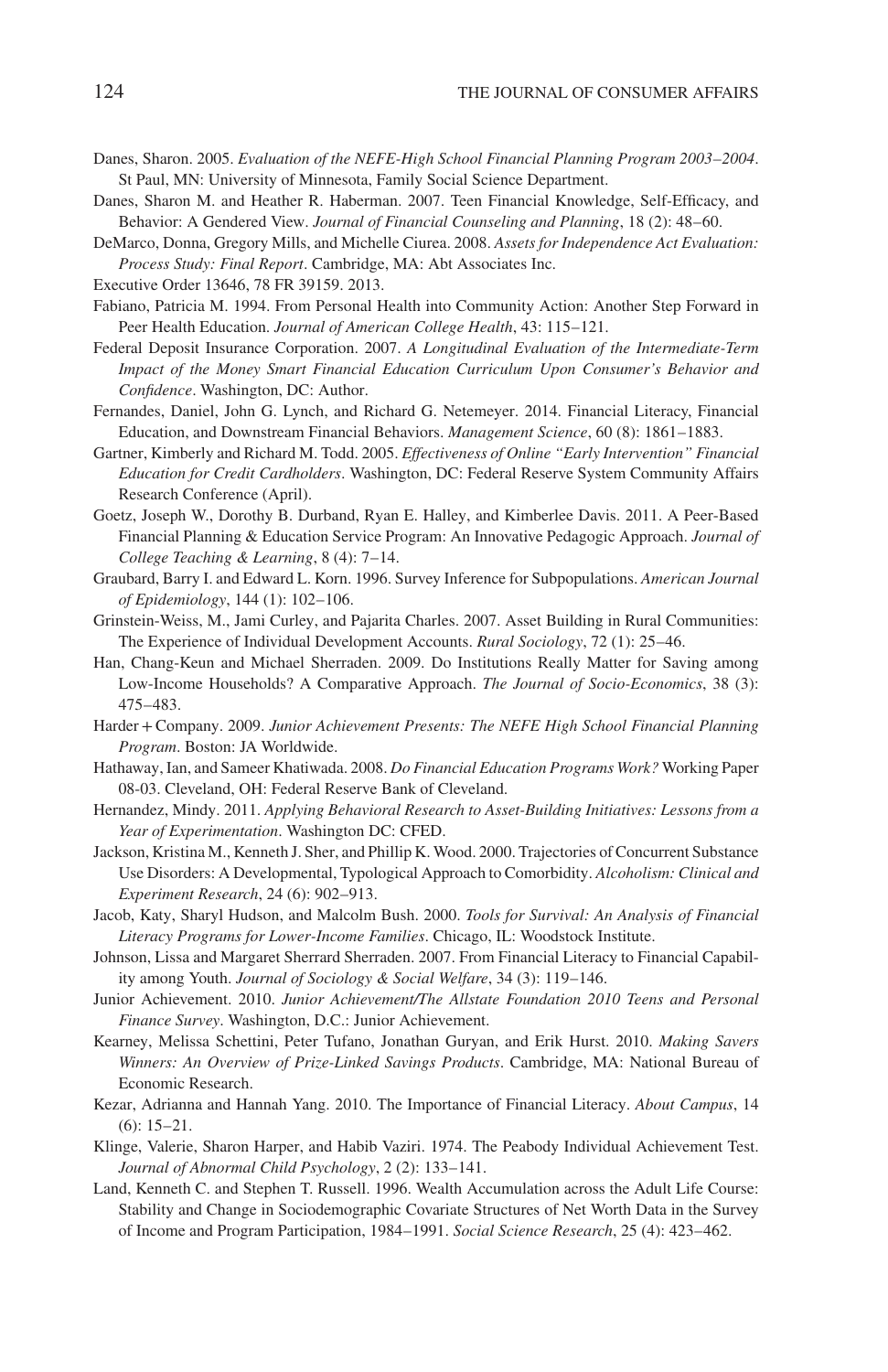Danes, Sharon. 2005. *Evaluation of the NEFE-High School Financial Planning Program 2003–2004*. St Paul, MN: University of Minnesota, Family Social Science Department.

Danes, Sharon M. and Heather R. Haberman. 2007. Teen Financial Knowledge, Self-Efficacy, and Behavior: A Gendered View. *Journal of Financial Counseling and Planning*, 18 (2): 48–60.

DeMarco, Donna, Gregory Mills, and Michelle Ciurea. 2008. *Assets for Independence Act Evaluation: Process Study: Final Report*. Cambridge, MA: Abt Associates Inc.

Executive Order 13646, 78 FR 39159. 2013.

Fabiano, Patricia M. 1994. From Personal Health into Community Action: Another Step Forward in Peer Health Education. *Journal of American College Health*, 43: 115–121.

Federal Deposit Insurance Corporation. 2007. *A Longitudinal Evaluation of the Intermediate-Term Impact of the Money Smart Financial Education Curriculum Upon Consumer's Behavior and Confidence*. Washington, DC: Author.

Fernandes, Daniel, John G. Lynch, and Richard G. Netemeyer. 2014. Financial Literacy, Financial Education, and Downstream Financial Behaviors. *Management Science*, 60 (8): 1861–1883.

Gartner, Kimberly and Richard M. Todd. 2005. *Effectiveness of Online "Early Intervention" Financial Education for Credit Cardholders*. Washington, DC: Federal Reserve System Community Affairs Research Conference (April).

Goetz, Joseph W., Dorothy B. Durband, Ryan E. Halley, and Kimberlee Davis. 2011. A Peer-Based Financial Planning & Education Service Program: An Innovative Pedagogic Approach. *Journal of College Teaching & Learning*, 8 (4): 7–14.

Graubard, Barry I. and Edward L. Korn. 1996. Survey Inference for Subpopulations. *American Journal of Epidemiology*, 144 (1): 102–106.

Grinstein-Weiss, M., Jami Curley, and Pajarita Charles. 2007. Asset Building in Rural Communities: The Experience of Individual Development Accounts. *Rural Sociology*, 72 (1): 25–46.

Han, Chang-Keun and Michael Sherraden. 2009. Do Institutions Really Matter for Saving among Low-Income Households? A Comparative Approach. *The Journal of Socio-Economics*, 38 (3): 475–483.

Harder + Company. 2009. *Junior Achievement Presents: The NEFE High School Financial Planning Program*. Boston: JA Worldwide.

Hathaway, Ian, and Sameer Khatiwada. 2008. *Do Financial Education Programs Work?* Working Paper 08-03. Cleveland, OH: Federal Reserve Bank of Cleveland.

Hernandez, Mindy. 2011. *Applying Behavioral Research to Asset-Building Initiatives: Lessons from a Year of Experimentation*. Washington DC: CFED.

Jackson, Kristina M., Kenneth J. Sher, and Phillip K. Wood. 2000. Trajectories of Concurrent Substance Use Disorders: A Developmental, Typological Approach to Comorbidity. *Alcoholism: Clinical and Experiment Research*, 24 (6): 902–913.

Jacob, Katy, Sharyl Hudson, and Malcolm Bush. 2000. *Tools for Survival: An Analysis of Financial Literacy Programs for Lower-Income Families*. Chicago, IL: Woodstock Institute.

Johnson, Lissa and Margaret Sherrard Sherraden. 2007. From Financial Literacy to Financial Capability among Youth. *Journal of Sociology & Social Welfare*, 34 (3): 119–146.

Junior Achievement. 2010. *Junior Achievement/The Allstate Foundation 2010 Teens and Personal Finance Survey*. Washington, D.C.: Junior Achievement.

Kearney, Melissa Schettini, Peter Tufano, Jonathan Guryan, and Erik Hurst. 2010. *Making Savers Winners: An Overview of Prize-Linked Savings Products*. Cambridge, MA: National Bureau of Economic Research.

Kezar, Adrianna and Hannah Yang. 2010. The Importance of Financial Literacy. *About Campus*, 14 (6): 15–21.

Klinge, Valerie, Sharon Harper, and Habib Vaziri. 1974. The Peabody Individual Achievement Test. *Journal of Abnormal Child Psychology*, 2 (2): 133–141.

Land, Kenneth C. and Stephen T. Russell. 1996. Wealth Accumulation across the Adult Life Course: Stability and Change in Sociodemographic Covariate Structures of Net Worth Data in the Survey of Income and Program Participation, 1984–1991. *Social Science Research*, 25 (4): 423–462.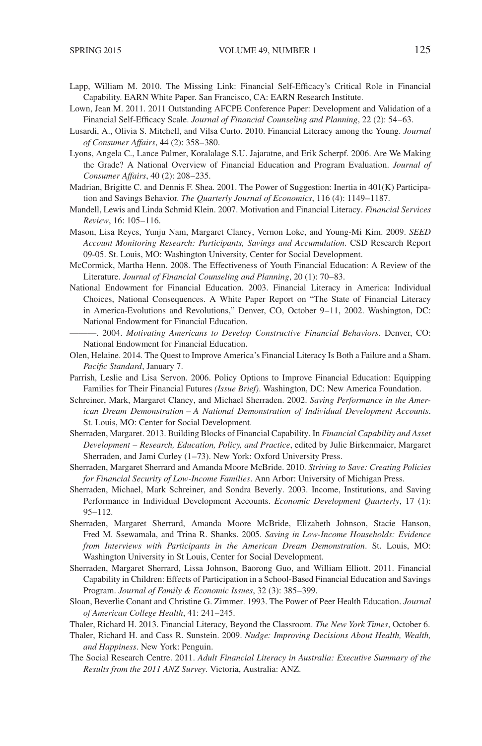Lapp, William M. 2010. The Missing Link: Financial Self-Efficacy's Critical Role in Financial Capability. EARN White Paper. San Francisco, CA: EARN Research Institute.

Lown, Jean M. 2011. 2011 Outstanding AFCPE Conference Paper: Development and Validation of a Financial Self-Efficacy Scale. *Journal of Financial Counseling and Planning*, 22 (2): 54–63.

Lusardi, A., Olivia S. Mitchell, and Vilsa Curto. 2010. Financial Literacy among the Young. *Journal of Consumer Affairs*, 44 (2): 358–380.

Lyons, Angela C., Lance Palmer, Koralalage S.U. Jajaratne, and Erik Scherpf. 2006. Are We Making the Grade? A National Overview of Financial Education and Program Evaluation. *Journal of Consumer Affairs*, 40 (2): 208–235.

Madrian, Brigitte C. and Dennis F. Shea. 2001. The Power of Suggestion: Inertia in 401(K) Participation and Savings Behavior. *The Quarterly Journal of Economics*, 116 (4): 1149–1187.

Mandell, Lewis and Linda Schmid Klein. 2007. Motivation and Financial Literacy. *Financial Services Review*, 16: 105–116.

Mason, Lisa Reyes, Yunju Nam, Margaret Clancy, Vernon Loke, and Young-Mi Kim. 2009. *SEED Account Monitoring Research: Participants, Savings and Accumulation*. CSD Research Report 09-05. St. Louis, MO: Washington University, Center for Social Development.

McCormick, Martha Henn. 2008. The Effectiveness of Youth Financial Education: A Review of the Literature. *Journal of Financial Counseling and Planning*, 20 (1): 70–83.

National Endowment for Financial Education. 2003. Financial Literacy in America: Individual Choices, National Consequences. A White Paper Report on "The State of Financial Literacy in America-Evolutions and Revolutions," Denver, CO, October 9–11, 2002. Washington, DC: National Endowment for Financial Education.

———. 2004. *Motivating Americans to Develop Constructive Financial Behaviors*. Denver, CO: National Endowment for Financial Education.

Olen, Helaine. 2014. The Quest to Improve America's Financial Literacy Is Both a Failure and a Sham. *Pacific Standard*, January 7.

Parrish, Leslie and Lisa Servon. 2006. Policy Options to Improve Financial Education: Equipping Families for Their Financial Futures *(Issue Brief)*. Washington, DC: New America Foundation.

Schreiner, Mark, Margaret Clancy, and Michael Sherraden. 2002. *Saving Performance in the American Dream Demonstration – A National Demonstration of Individual Development Accounts*. St. Louis, MO: Center for Social Development.

Sherraden, Margaret. 2013. Building Blocks of Financial Capability. In *Financial Capability and Asset Development – Research, Education, Policy, and Practice*, edited by Julie Birkenmaier, Margaret Sherraden, and Jami Curley (1–73). New York: Oxford University Press.

Sherraden, Margaret Sherrard and Amanda Moore McBride. 2010. *Striving to Save: Creating Policies for Financial Security of Low-Income Families*. Ann Arbor: University of Michigan Press.

Sherraden, Michael, Mark Schreiner, and Sondra Beverly. 2003. Income, Institutions, and Saving Performance in Individual Development Accounts. *Economic Development Quarterly*, 17 (1): 95–112.

Sherraden, Margaret Sherrard, Amanda Moore McBride, Elizabeth Johnson, Stacie Hanson, Fred M. Ssewamala, and Trina R. Shanks. 2005. *Saving in Low-Income Households: Evidence from Interviews with Participants in the American Dream Demonstration*. St. Louis, MO: Washington University in St Louis, Center for Social Development.

Sherraden, Margaret Sherrard, Lissa Johnson, Baorong Guo, and William Elliott. 2011. Financial Capability in Children: Effects of Participation in a School-Based Financial Education and Savings Program. *Journal of Family & Economic Issues*, 32 (3): 385–399.

Sloan, Beverlie Conant and Christine G. Zimmer. 1993. The Power of Peer Health Education. *Journal of American College Health*, 41: 241–245.

Thaler, Richard H. 2013. Financial Literacy, Beyond the Classroom. *The New York Times*, October 6.

Thaler, Richard H. and Cass R. Sunstein. 2009. *Nudge: Improving Decisions About Health, Wealth, and Happiness*. New York: Penguin.

The Social Research Centre. 2011. *Adult Financial Literacy in Australia: Executive Summary of the Results from the 2011 ANZ Survey*. Victoria, Australia: ANZ.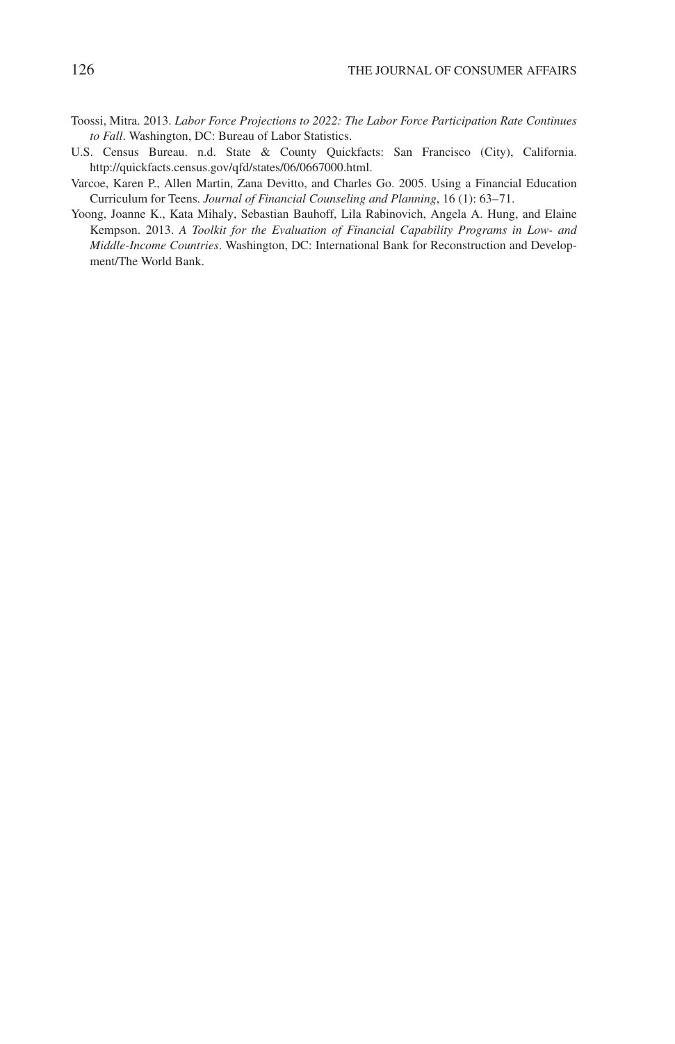Toossi, Mitra. 2013. *Labor Force Projections to 2022: The Labor Force Participation Rate Continues to Fall*. Washington, DC: Bureau of Labor Statistics.

U.S. Census Bureau. n.d. State & County Quickfacts: San Francisco (City), California. http://quickfacts.census.gov/qfd/states/06/0667000.html.

Varcoe, Karen P., Allen Martin, Zana Devitto, and Charles Go. 2005. Using a Financial Education Curriculum for Teens. *Journal of Financial Counseling and Planning*, 16 (1): 63–71.

Yoong, Joanne K., Kata Mihaly, Sebastian Bauhoff, Lila Rabinovich, Angela A. Hung, and Elaine Kempson. 2013. *A Toolkit for the Evaluation of Financial Capability Programs in Low- and Middle-Income Countries*. Washington, DC: International Bank for Reconstruction and Development/The World Bank.